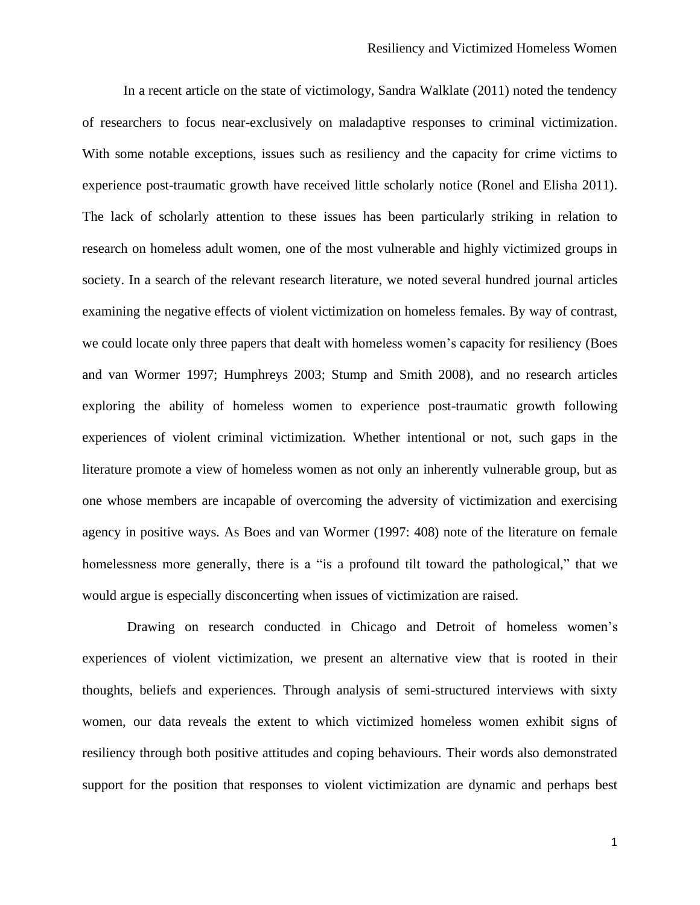In a recent article on the state of victimology, Sandra Walklate (2011) noted the tendency of researchers to focus near-exclusively on maladaptive responses to criminal victimization. With some notable exceptions, issues such as resiliency and the capacity for crime victims to experience post-traumatic growth have received little scholarly notice (Ronel and Elisha 2011). The lack of scholarly attention to these issues has been particularly striking in relation to research on homeless adult women, one of the most vulnerable and highly victimized groups in society. In a search of the relevant research literature, we noted several hundred journal articles examining the negative effects of violent victimization on homeless females. By way of contrast, we could locate only three papers that dealt with homeless women's capacity for resiliency (Boes and van Wormer 1997; Humphreys 2003; Stump and Smith 2008), and no research articles exploring the ability of homeless women to experience post-traumatic growth following experiences of violent criminal victimization. Whether intentional or not, such gaps in the literature promote a view of homeless women as not only an inherently vulnerable group, but as one whose members are incapable of overcoming the adversity of victimization and exercising agency in positive ways. As Boes and van Wormer (1997: 408) note of the literature on female homelessness more generally, there is a "is a profound tilt toward the pathological," that we would argue is especially disconcerting when issues of victimization are raised.

Drawing on research conducted in Chicago and Detroit of homeless women's experiences of violent victimization, we present an alternative view that is rooted in their thoughts, beliefs and experiences. Through analysis of semi-structured interviews with sixty women, our data reveals the extent to which victimized homeless women exhibit signs of resiliency through both positive attitudes and coping behaviours. Their words also demonstrated support for the position that responses to violent victimization are dynamic and perhaps best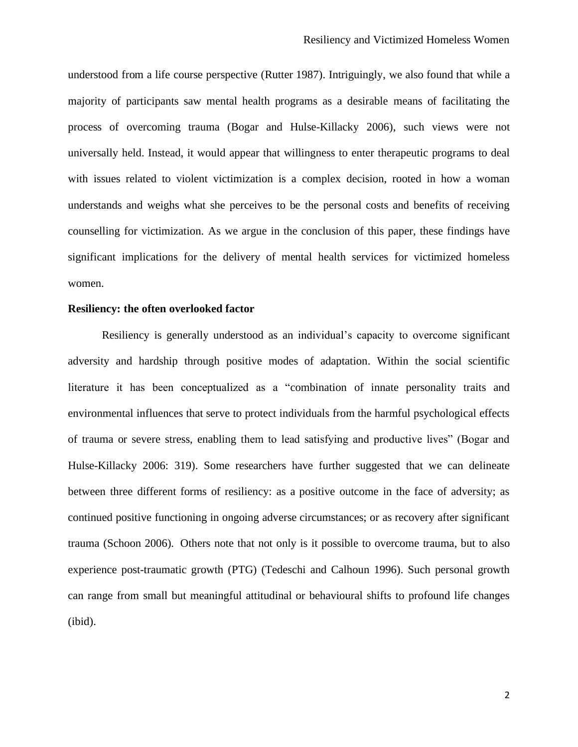understood from a life course perspective (Rutter 1987). Intriguingly, we also found that while a majority of participants saw mental health programs as a desirable means of facilitating the process of overcoming trauma (Bogar and Hulse-Killacky 2006), such views were not universally held. Instead, it would appear that willingness to enter therapeutic programs to deal with issues related to violent victimization is a complex decision, rooted in how a woman understands and weighs what she perceives to be the personal costs and benefits of receiving counselling for victimization. As we argue in the conclusion of this paper, these findings have significant implications for the delivery of mental health services for victimized homeless women.

**Resiliency: the often overlooked factor**

Resiliency is generally understood as an individual's capacity to overcome significant adversity and hardship through positive modes of adaptation. Within the social scientific literature it has been conceptualized as a "combination of innate personality traits and environmental influences that serve to protect individuals from the harmful psychological effects of trauma or severe stress, enabling them to lead satisfying and productive lives" (Bogar and Hulse-Killacky 2006: 319). Some researchers have further suggested that we can delineate between three different forms of resiliency: as a positive outcome in the face of adversity; as continued positive functioning in ongoing adverse circumstances; or as recovery after significant trauma (Schoon 2006). Others note that not only is it possible to overcome trauma, but to also experience post-traumatic growth (PTG) (Tedeschi and Calhoun 1996). Such personal growth can range from small but meaningful attitudinal or behavioural shifts to profound life changes (ibid).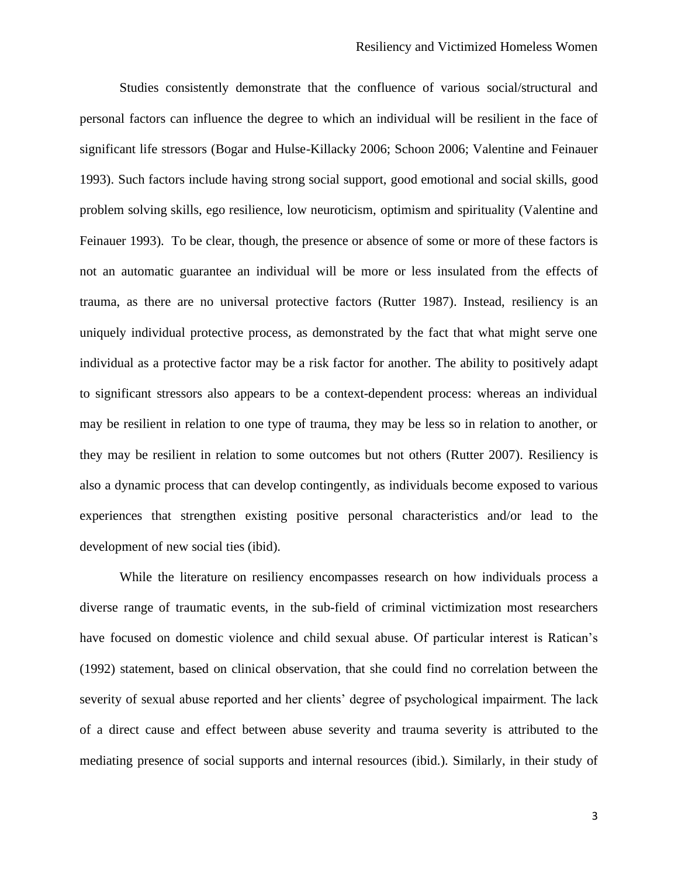Studies consistently demonstrate that the confluence of various social/structural and personal factors can influence the degree to which an individual will be resilient in the face of significant life stressors (Bogar and Hulse-Killacky 2006; Schoon 2006; Valentine and Feinauer 1993). Such factors include having strong social support, good emotional and social skills, good problem solving skills, ego resilience, low neuroticism, optimism and spirituality (Valentine and Feinauer 1993). To be clear, though, the presence or absence of some or more of these factors is not an automatic guarantee an individual will be more or less insulated from the effects of trauma, as there are no universal protective factors (Rutter 1987). Instead, resiliency is an uniquely individual protective process, as demonstrated by the fact that what might serve one individual as a protective factor may be a risk factor for another. The ability to positively adapt to significant stressors also appears to be a context-dependent process: whereas an individual may be resilient in relation to one type of trauma, they may be less so in relation to another, or they may be resilient in relation to some outcomes but not others (Rutter 2007). Resiliency is also a dynamic process that can develop contingently, as individuals become exposed to various experiences that strengthen existing positive personal characteristics and/or lead to the development of new social ties (ibid).

While the literature on resiliency encompasses research on how individuals process a diverse range of traumatic events, in the sub-field of criminal victimization most researchers have focused on domestic violence and child sexual abuse. Of particular interest is Ratican's (1992) statement, based on clinical observation, that she could find no correlation between the severity of sexual abuse reported and her clients' degree of psychological impairment. The lack of a direct cause and effect between abuse severity and trauma severity is attributed to the mediating presence of social supports and internal resources (ibid.). Similarly, in their study of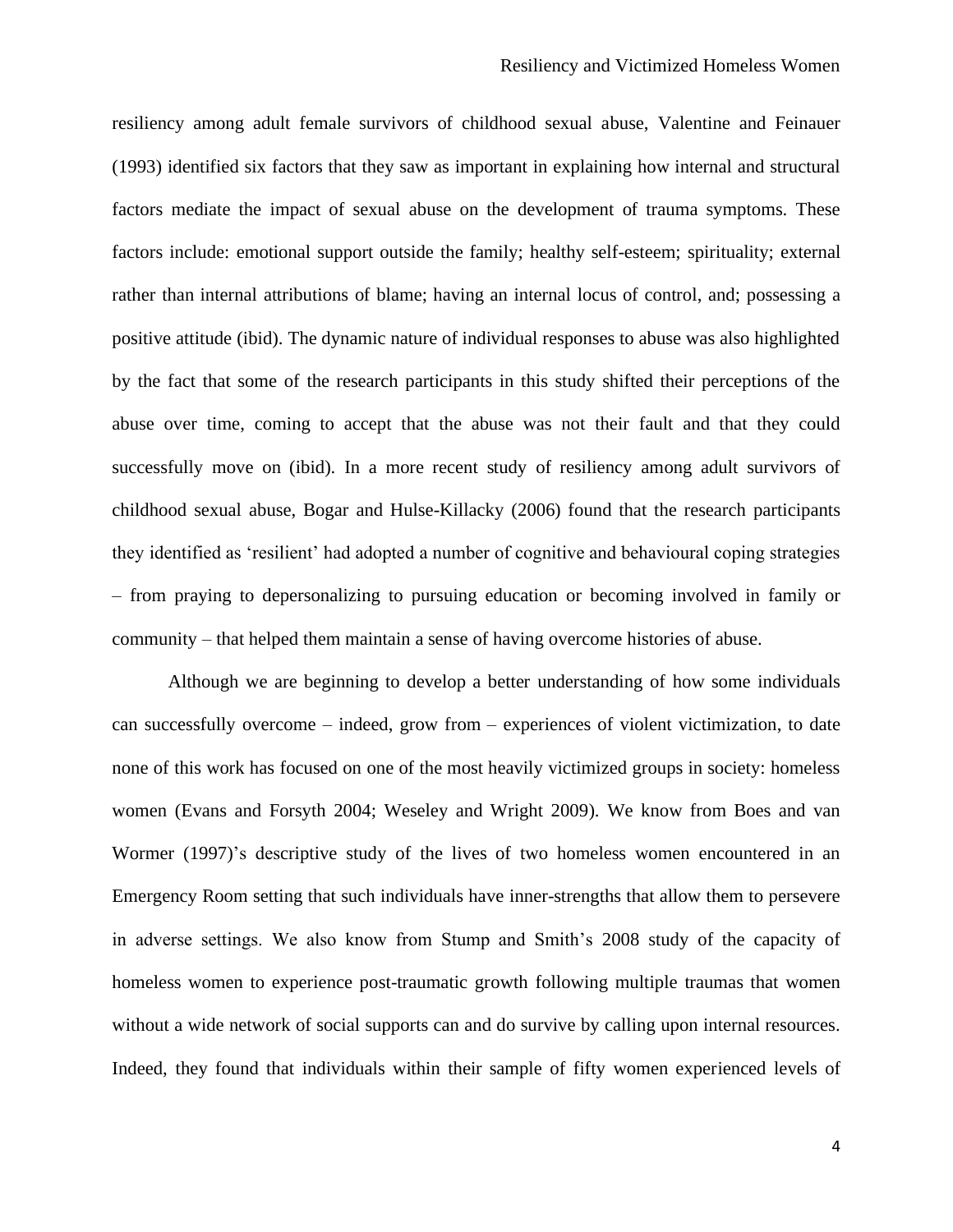resiliency among adult female survivors of childhood sexual abuse, Valentine and Feinauer (1993) identified six factors that they saw as important in explaining how internal and structural factors mediate the impact of sexual abuse on the development of trauma symptoms. These factors include: emotional support outside the family; healthy self-esteem; spirituality; external rather than internal attributions of blame; having an internal locus of control, and; possessing a positive attitude (ibid). The dynamic nature of individual responses to abuse was also highlighted by the fact that some of the research participants in this study shifted their perceptions of the abuse over time, coming to accept that the abuse was not their fault and that they could successfully move on (ibid). In a more recent study of resiliency among adult survivors of childhood sexual abuse, Bogar and Hulse-Killacky (2006) found that the research participants they identified as 'resilient' had adopted a number of cognitive and behavioural coping strategies – from praying to depersonalizing to pursuing education or becoming involved in family or community – that helped them maintain a sense of having overcome histories of abuse.

Although we are beginning to develop a better understanding of how some individuals can successfully overcome – indeed, grow from – experiences of violent victimization, to date none of this work has focused on one of the most heavily victimized groups in society: homeless women (Evans and Forsyth 2004; Weseley and Wright 2009). We know from Boes and van Wormer (1997)'s descriptive study of the lives of two homeless women encountered in an Emergency Room setting that such individuals have inner-strengths that allow them to persevere in adverse settings. We also know from Stump and Smith's 2008 study of the capacity of homeless women to experience post-traumatic growth following multiple traumas that women without a wide network of social supports can and do survive by calling upon internal resources. Indeed, they found that individuals within their sample of fifty women experienced levels of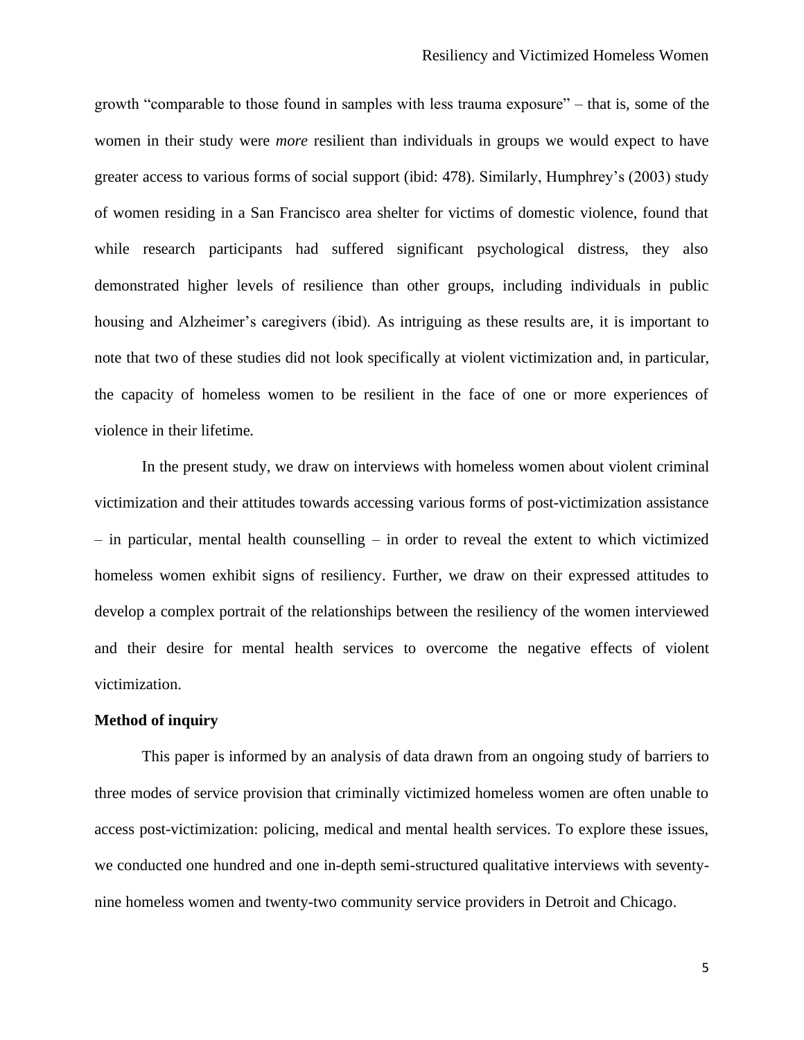growth "comparable to those found in samples with less trauma exposure" – that is, some of the women in their study were *more* resilient than individuals in groups we would expect to have greater access to various forms of social support (ibid: 478). Similarly, Humphrey's (2003) study of women residing in a San Francisco area shelter for victims of domestic violence, found that while research participants had suffered significant psychological distress, they also demonstrated higher levels of resilience than other groups, including individuals in public housing and Alzheimer's caregivers (ibid). As intriguing as these results are, it is important to note that two of these studies did not look specifically at violent victimization and, in particular, the capacity of homeless women to be resilient in the face of one or more experiences of violence in their lifetime.

In the present study, we draw on interviews with homeless women about violent criminal victimization and their attitudes towards accessing various forms of post-victimization assistance – in particular, mental health counselling – in order to reveal the extent to which victimized homeless women exhibit signs of resiliency. Further, we draw on their expressed attitudes to develop a complex portrait of the relationships between the resiliency of the women interviewed and their desire for mental health services to overcome the negative effects of violent victimization.

**Method of inquiry**

This paper is informed by an analysis of data drawn from an ongoing study of barriers to three modes of service provision that criminally victimized homeless women are often unable to access post-victimization: policing, medical and mental health services. To explore these issues, we conducted one hundred and one in-depth semi-structured qualitative interviews with seventy-nine homeless women and twenty-two community service providers in Detroit and Chicago.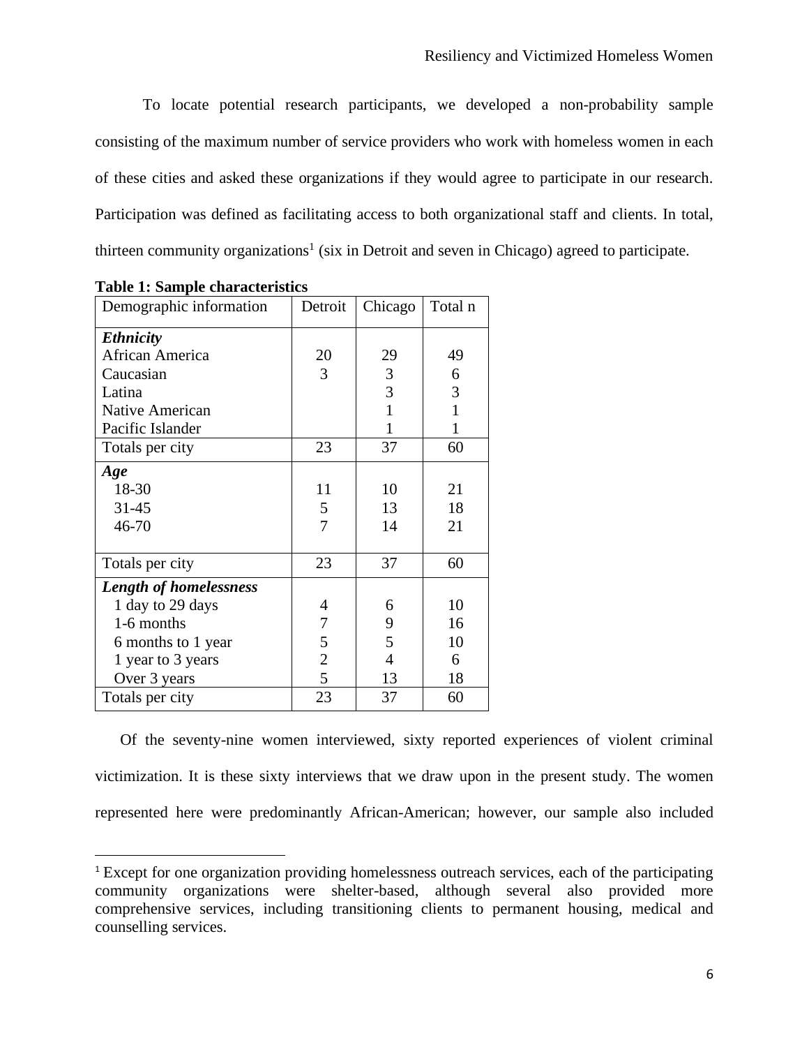To locate potential research participants, we developed a non-probability sample consisting of the maximum number of service providers who work with homeless women in each of these cities and asked these organizations if they would agree to participate in our research. Participation was defined as facilitating access to both organizational staff and clients. In total, thirteen community organizations[1] (six in Detroit and seven in Chicago) agreed to participate.

**Table 1: Sample characteristics**

| Demographic information | Detroit | Chicago | Total n |
|---|---|---|---|
| ***Ethnicity*** | | | |
| African America | 20 | 29 | 49 |
| Caucasian | 3 | 3 | 6 |
| Latina | | 3 | 3 |
| Native American | | 1 | 1 |
| Pacific Islander | | 1 | 1 |
| Totals per city | 23 | 37 | 60 |
| ***Age*** | | | |
| 18-30 | 11 | 10 | 21 |
| 31-45 | 5 | 13 | 18 |
| 46-70 | 7 | 14 | 21 |
| Totals per city | 23 | 37 | 60 |
| ***Length of homelessness*** | | | |
| 1 day to 29 days | 4 | 6 | 10 |
| 1-6 months | 7 | 9 | 16 |
| 6 months to 1 year | 5 | 5 | 10 |
| 1 year to 3 years | 2 | 4 | 6 |
| Over 3 years | 5 | 13 | 18 |
| Totals per city | 23 | 37 | 60 |

Of the seventy-nine women interviewed, sixty reported experiences of violent criminal victimization. It is these sixty interviews that we draw upon in the present study. The women represented here were predominantly African-American; however, our sample also included

[1] Except for one organization providing homelessness outreach services, each of the participating community organizations were shelter-based, although several also provided more comprehensive services, including transitioning clients to permanent housing, medical and counselling services.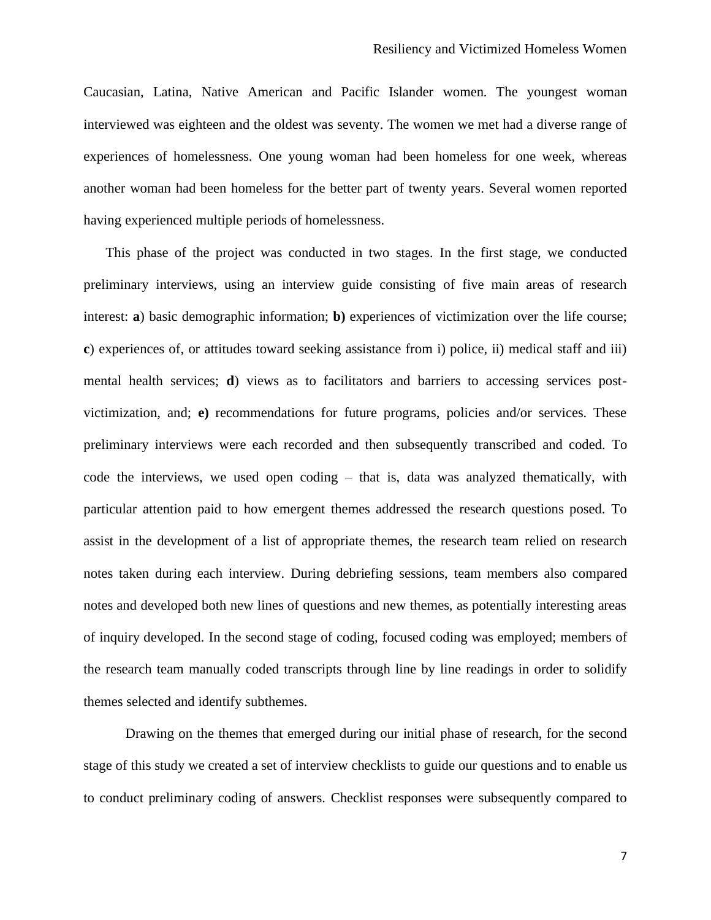Caucasian, Latina, Native American and Pacific Islander women. The youngest woman interviewed was eighteen and the oldest was seventy. The women we met had a diverse range of experiences of homelessness. One young woman had been homeless for one week, whereas another woman had been homeless for the better part of twenty years. Several women reported having experienced multiple periods of homelessness.

This phase of the project was conducted in two stages. In the first stage, we conducted preliminary interviews, using an interview guide consisting of five main areas of research interest: **a**) basic demographic information; **b)** experiences of victimization over the life course; **c**) experiences of, or attitudes toward seeking assistance from i) police, ii) medical staff and iii) mental health services; **d**) views as to facilitators and barriers to accessing services post-victimization, and; **e)** recommendations for future programs, policies and/or services. These preliminary interviews were each recorded and then subsequently transcribed and coded. To code the interviews, we used open coding – that is, data was analyzed thematically, with particular attention paid to how emergent themes addressed the research questions posed. To assist in the development of a list of appropriate themes, the research team relied on research notes taken during each interview. During debriefing sessions, team members also compared notes and developed both new lines of questions and new themes, as potentially interesting areas of inquiry developed. In the second stage of coding, focused coding was employed; members of the research team manually coded transcripts through line by line readings in order to solidify themes selected and identify subthemes.

Drawing on the themes that emerged during our initial phase of research, for the second stage of this study we created a set of interview checklists to guide our questions and to enable us to conduct preliminary coding of answers. Checklist responses were subsequently compared to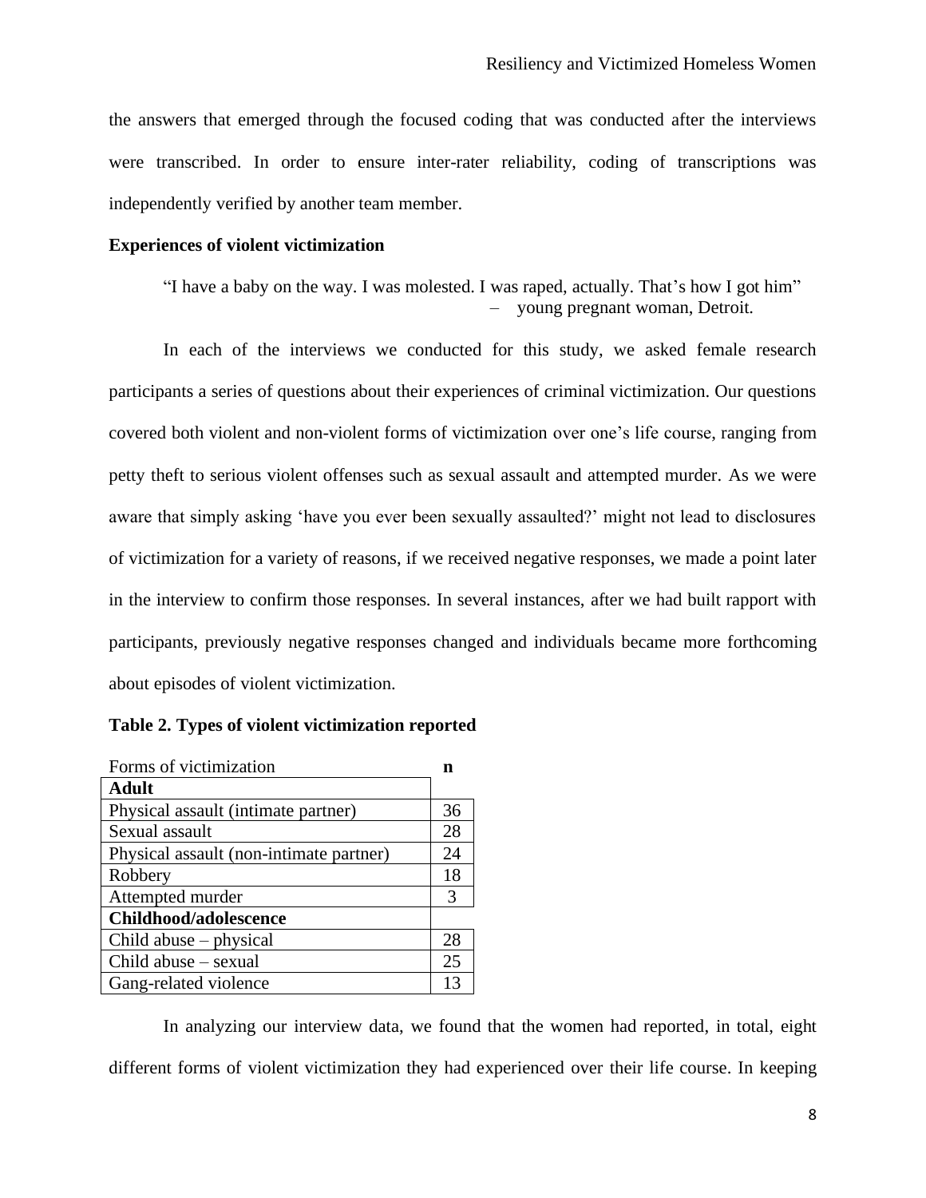the answers that emerged through the focused coding that was conducted after the interviews were transcribed. In order to ensure inter-rater reliability, coding of transcriptions was independently verified by another team member.

**Experiences of violent victimization**

> "I have a baby on the way. I was molested. I was raped, actually. That's how I got him"
> – young pregnant woman, Detroit.

In each of the interviews we conducted for this study, we asked female research participants a series of questions about their experiences of criminal victimization. Our questions covered both violent and non-violent forms of victimization over one's life course, ranging from petty theft to serious violent offenses such as sexual assault and attempted murder. As we were aware that simply asking 'have you ever been sexually assaulted?' might not lead to disclosures of victimization for a variety of reasons, if we received negative responses, we made a point later in the interview to confirm those responses. In several instances, after we had built rapport with participants, previously negative responses changed and individuals became more forthcoming about episodes of violent victimization.

**Table 2. Types of violent victimization reported**

| Forms of victimization | n |
|---|---|
| **Adult** | |
| Physical assault (intimate partner) | 36 |
| Sexual assault | 28 |
| Physical assault (non-intimate partner) | 24 |
| Robbery | 18 |
| Attempted murder | 3 |
| **Childhood/adolescence** | |
| Child abuse – physical | 28 |
| Child abuse – sexual | 25 |
| Gang-related violence | 13 |

In analyzing our interview data, we found that the women had reported, in total, eight different forms of violent victimization they had experienced over their life course. In keeping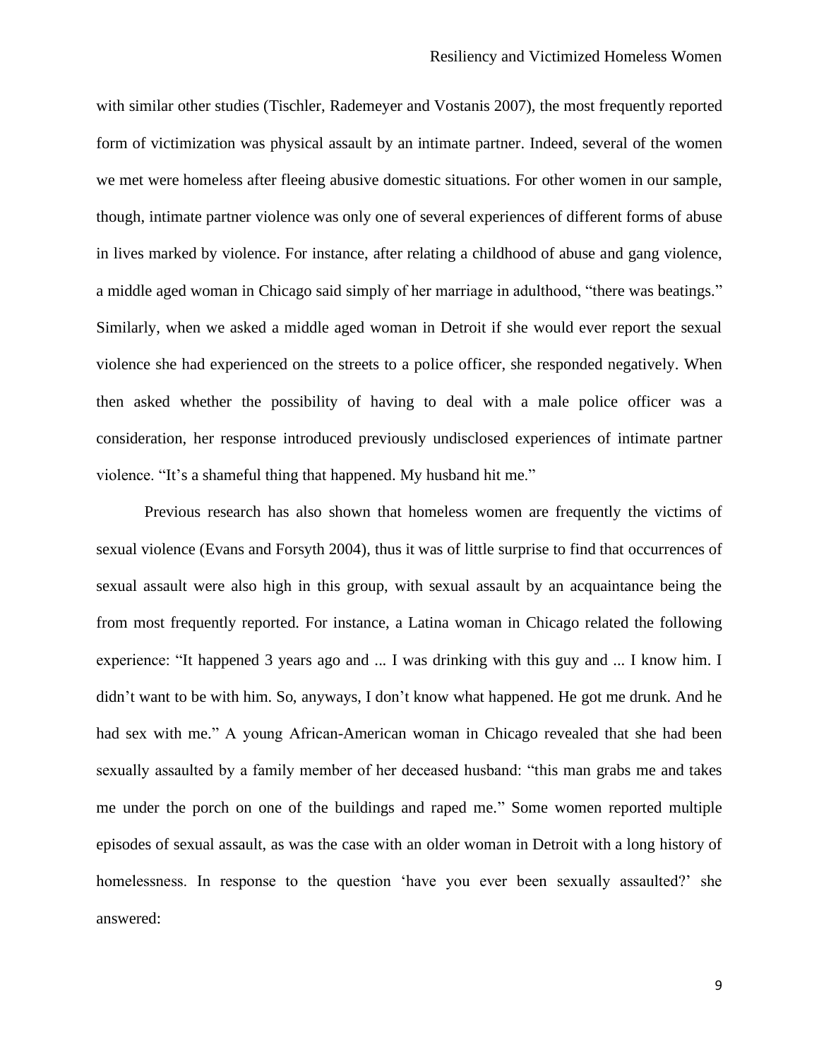with similar other studies (Tischler, Rademeyer and Vostanis 2007), the most frequently reported form of victimization was physical assault by an intimate partner. Indeed, several of the women we met were homeless after fleeing abusive domestic situations. For other women in our sample, though, intimate partner violence was only one of several experiences of different forms of abuse in lives marked by violence. For instance, after relating a childhood of abuse and gang violence, a middle aged woman in Chicago said simply of her marriage in adulthood, "there was beatings." Similarly, when we asked a middle aged woman in Detroit if she would ever report the sexual violence she had experienced on the streets to a police officer, she responded negatively. When then asked whether the possibility of having to deal with a male police officer was a consideration, her response introduced previously undisclosed experiences of intimate partner violence. "It's a shameful thing that happened. My husband hit me."

Previous research has also shown that homeless women are frequently the victims of sexual violence (Evans and Forsyth 2004), thus it was of little surprise to find that occurrences of sexual assault were also high in this group, with sexual assault by an acquaintance being the from most frequently reported. For instance, a Latina woman in Chicago related the following experience: "It happened 3 years ago and ... I was drinking with this guy and ... I know him. I didn't want to be with him. So, anyways, I don't know what happened. He got me drunk. And he had sex with me." A young African-American woman in Chicago revealed that she had been sexually assaulted by a family member of her deceased husband: "this man grabs me and takes me under the porch on one of the buildings and raped me." Some women reported multiple episodes of sexual assault, as was the case with an older woman in Detroit with a long history of homelessness. In response to the question 'have you ever been sexually assaulted?' she answered: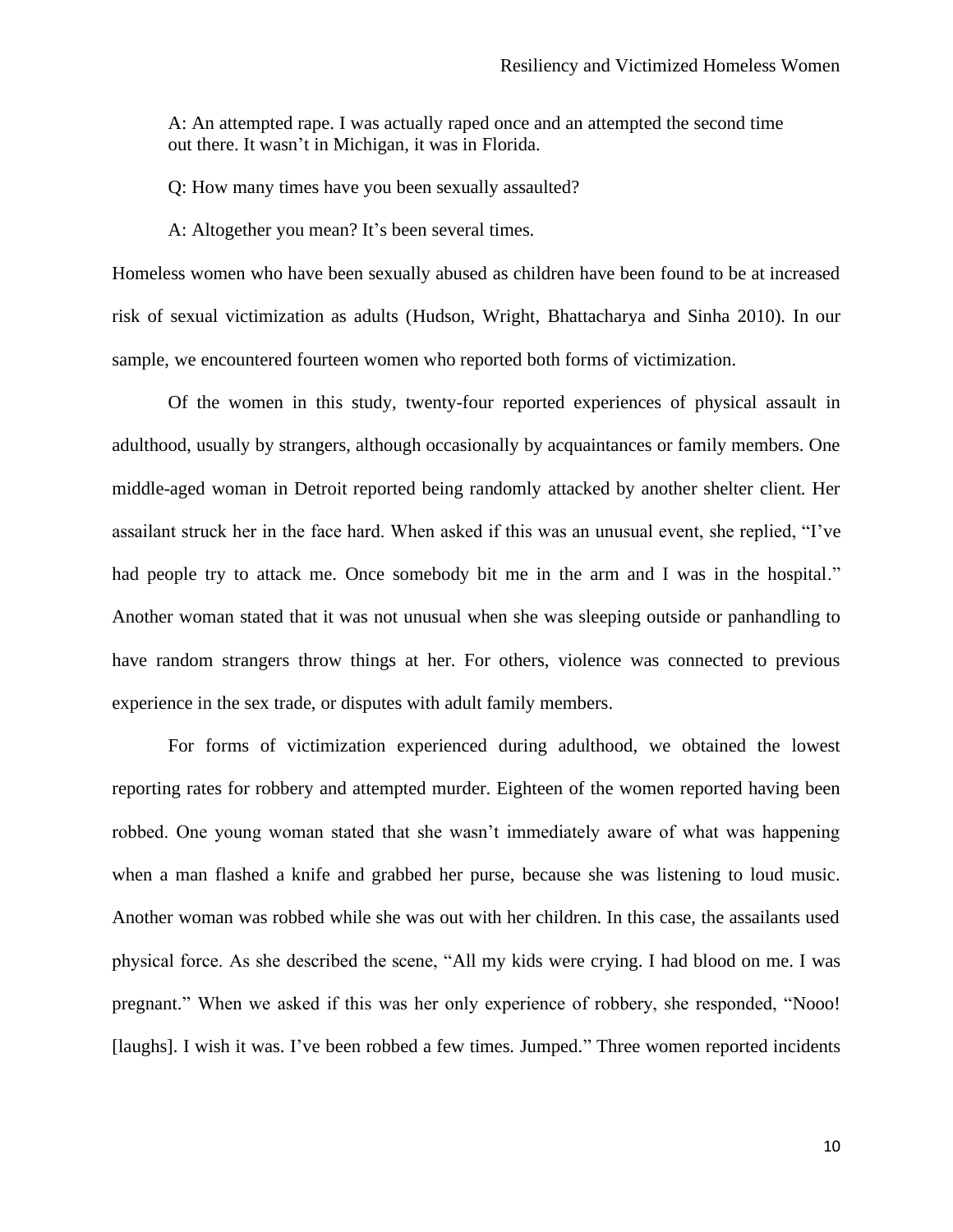A: An attempted rape. I was actually raped once and an attempted the second time out there. It wasn't in Michigan, it was in Florida.

Q: How many times have you been sexually assaulted?

A: Altogether you mean? It's been several times.

Homeless women who have been sexually abused as children have been found to be at increased risk of sexual victimization as adults (Hudson, Wright, Bhattacharya and Sinha 2010). In our sample, we encountered fourteen women who reported both forms of victimization.

Of the women in this study, twenty-four reported experiences of physical assault in adulthood, usually by strangers, although occasionally by acquaintances or family members. One middle-aged woman in Detroit reported being randomly attacked by another shelter client. Her assailant struck her in the face hard. When asked if this was an unusual event, she replied, "I've had people try to attack me. Once somebody bit me in the arm and I was in the hospital." Another woman stated that it was not unusual when she was sleeping outside or panhandling to have random strangers throw things at her. For others, violence was connected to previous experience in the sex trade, or disputes with adult family members.

For forms of victimization experienced during adulthood, we obtained the lowest reporting rates for robbery and attempted murder. Eighteen of the women reported having been robbed. One young woman stated that she wasn't immediately aware of what was happening when a man flashed a knife and grabbed her purse, because she was listening to loud music. Another woman was robbed while she was out with her children. In this case, the assailants used physical force. As she described the scene, "All my kids were crying. I had blood on me. I was pregnant." When we asked if this was her only experience of robbery, she responded, "Nooo! [laughs]. I wish it was. I've been robbed a few times. Jumped." Three women reported incidents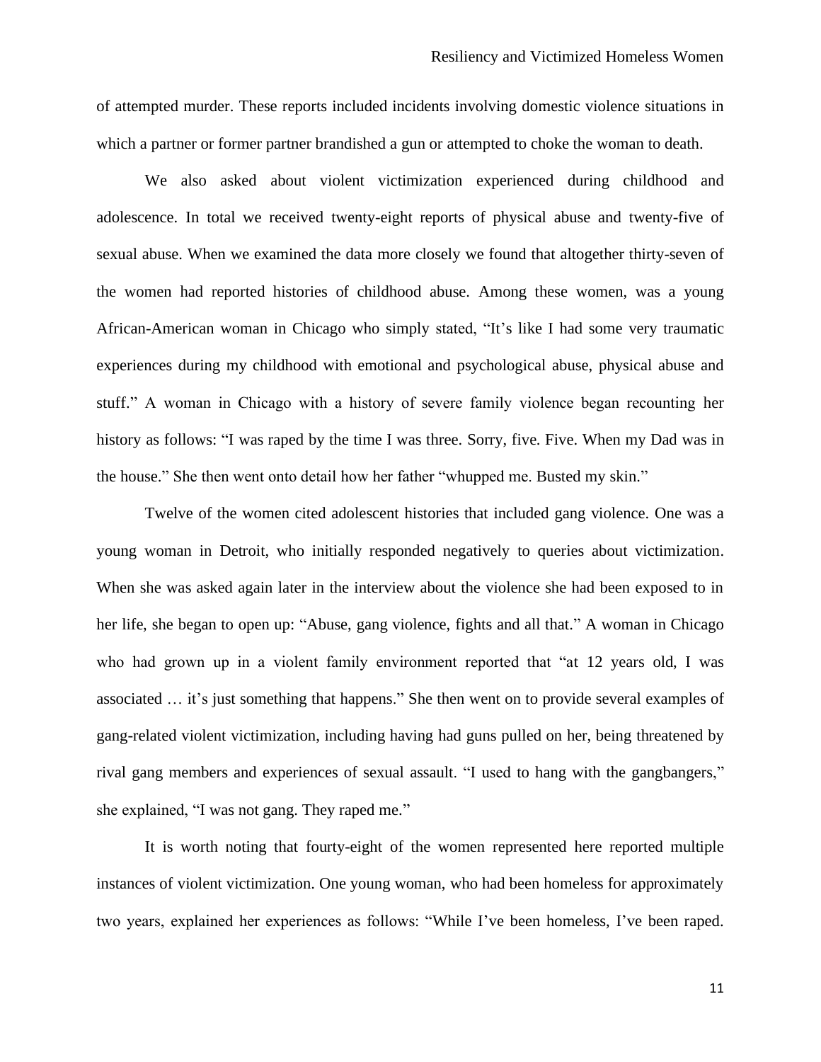of attempted murder. These reports included incidents involving domestic violence situations in which a partner or former partner brandished a gun or attempted to choke the woman to death.

We also asked about violent victimization experienced during childhood and adolescence. In total we received twenty-eight reports of physical abuse and twenty-five of sexual abuse. When we examined the data more closely we found that altogether thirty-seven of the women had reported histories of childhood abuse. Among these women, was a young African-American woman in Chicago who simply stated, "It's like I had some very traumatic experiences during my childhood with emotional and psychological abuse, physical abuse and stuff." A woman in Chicago with a history of severe family violence began recounting her history as follows: "I was raped by the time I was three. Sorry, five. Five. When my Dad was in the house." She then went onto detail how her father "whupped me. Busted my skin."

Twelve of the women cited adolescent histories that included gang violence. One was a young woman in Detroit, who initially responded negatively to queries about victimization. When she was asked again later in the interview about the violence she had been exposed to in her life, she began to open up: "Abuse, gang violence, fights and all that." A woman in Chicago who had grown up in a violent family environment reported that "at 12 years old, I was associated … it's just something that happens." She then went on to provide several examples of gang-related violent victimization, including having had guns pulled on her, being threatened by rival gang members and experiences of sexual assault. "I used to hang with the gangbangers," she explained, "I was not gang. They raped me."

It is worth noting that fourty-eight of the women represented here reported multiple instances of violent victimization. One young woman, who had been homeless for approximately two years, explained her experiences as follows: "While I've been homeless, I've been raped.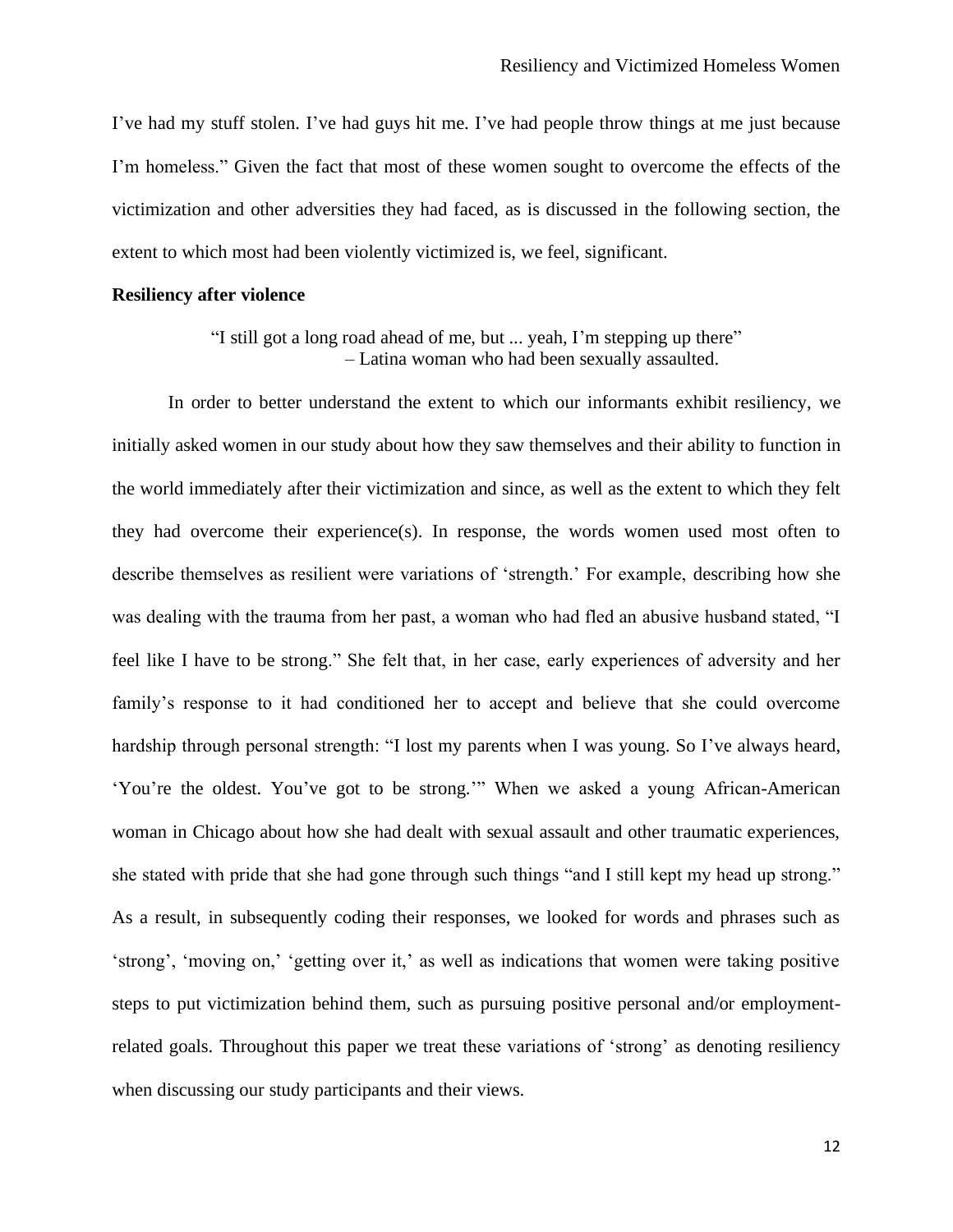I've had my stuff stolen. I've had guys hit me. I've had people throw things at me just because I'm homeless." Given the fact that most of these women sought to overcome the effects of the victimization and other adversities they had faced, as is discussed in the following section, the extent to which most had been violently victimized is, we feel, significant.

**Resiliency after violence**

> "I still got a long road ahead of me, but ... yeah, I'm stepping up there"
> – Latina woman who had been sexually assaulted.

In order to better understand the extent to which our informants exhibit resiliency, we initially asked women in our study about how they saw themselves and their ability to function in the world immediately after their victimization and since, as well as the extent to which they felt they had overcome their experience(s). In response, the words women used most often to describe themselves as resilient were variations of 'strength.' For example, describing how she was dealing with the trauma from her past, a woman who had fled an abusive husband stated, "I feel like I have to be strong." She felt that, in her case, early experiences of adversity and her family's response to it had conditioned her to accept and believe that she could overcome hardship through personal strength: "I lost my parents when I was young. So I've always heard, 'You're the oldest. You've got to be strong.'" When we asked a young African-American woman in Chicago about how she had dealt with sexual assault and other traumatic experiences, she stated with pride that she had gone through such things "and I still kept my head up strong." As a result, in subsequently coding their responses, we looked for words and phrases such as 'strong', 'moving on,' 'getting over it,' as well as indications that women were taking positive steps to put victimization behind them, such as pursuing positive personal and/or employment-related goals. Throughout this paper we treat these variations of 'strong' as denoting resiliency when discussing our study participants and their views.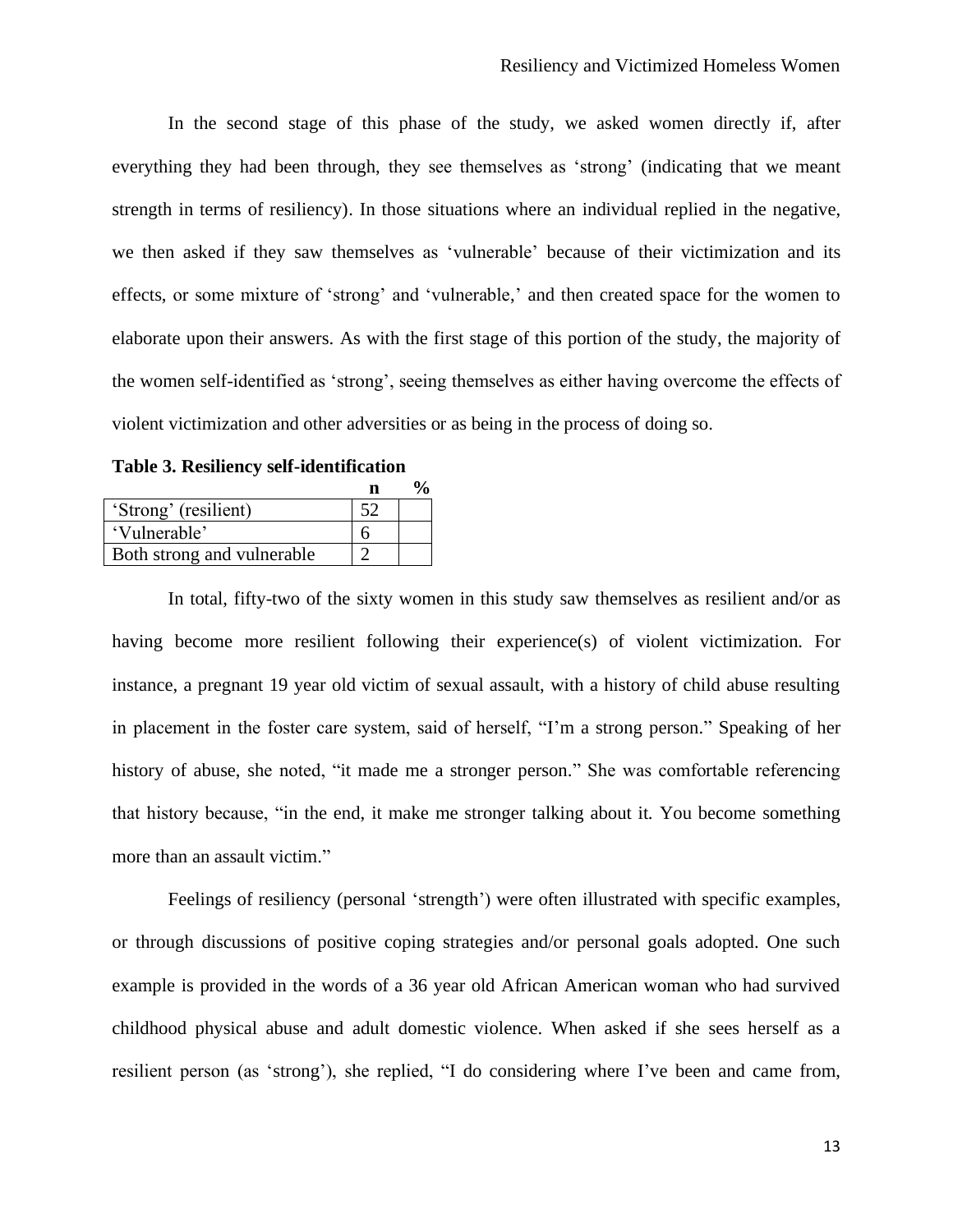In the second stage of this phase of the study, we asked women directly if, after everything they had been through, they see themselves as 'strong' (indicating that we meant strength in terms of resiliency). In those situations where an individual replied in the negative, we then asked if they saw themselves as 'vulnerable' because of their victimization and its effects, or some mixture of 'strong' and 'vulnerable,' and then created space for the women to elaborate upon their answers. As with the first stage of this portion of the study, the majority of the women self-identified as 'strong', seeing themselves as either having overcome the effects of violent victimization and other adversities or as being in the process of doing so.

**Table 3. Resiliency self-identification**

| | n | % |
|---|---|---|
| 'Strong' (resilient) | 52 | |
| 'Vulnerable' | 6 | |
| Both strong and vulnerable | 2 | |

In total, fifty-two of the sixty women in this study saw themselves as resilient and/or as having become more resilient following their experience(s) of violent victimization. For instance, a pregnant 19 year old victim of sexual assault, with a history of child abuse resulting in placement in the foster care system, said of herself, "I'm a strong person." Speaking of her history of abuse, she noted, "it made me a stronger person." She was comfortable referencing that history because, "in the end, it make me stronger talking about it. You become something more than an assault victim."

Feelings of resiliency (personal 'strength') were often illustrated with specific examples, or through discussions of positive coping strategies and/or personal goals adopted. One such example is provided in the words of a 36 year old African American woman who had survived childhood physical abuse and adult domestic violence. When asked if she sees herself as a resilient person (as 'strong'), she replied, "I do considering where I've been and came from,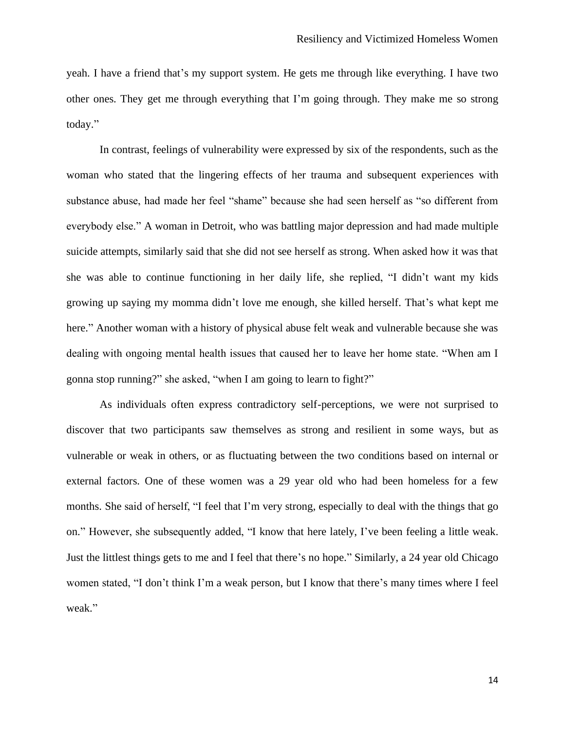yeah. I have a friend that's my support system. He gets me through like everything. I have two other ones. They get me through everything that I'm going through. They make me so strong today."

In contrast, feelings of vulnerability were expressed by six of the respondents, such as the woman who stated that the lingering effects of her trauma and subsequent experiences with substance abuse, had made her feel "shame" because she had seen herself as "so different from everybody else." A woman in Detroit, who was battling major depression and had made multiple suicide attempts, similarly said that she did not see herself as strong. When asked how it was that she was able to continue functioning in her daily life, she replied, "I didn't want my kids growing up saying my momma didn't love me enough, she killed herself. That's what kept me here." Another woman with a history of physical abuse felt weak and vulnerable because she was dealing with ongoing mental health issues that caused her to leave her home state. "When am I gonna stop running?" she asked, "when I am going to learn to fight?"

As individuals often express contradictory self-perceptions, we were not surprised to discover that two participants saw themselves as strong and resilient in some ways, but as vulnerable or weak in others, or as fluctuating between the two conditions based on internal or external factors. One of these women was a 29 year old who had been homeless for a few months. She said of herself, "I feel that I'm very strong, especially to deal with the things that go on." However, she subsequently added, "I know that here lately, I've been feeling a little weak. Just the littlest things gets to me and I feel that there's no hope." Similarly, a 24 year old Chicago women stated, "I don't think I'm a weak person, but I know that there's many times where I feel weak."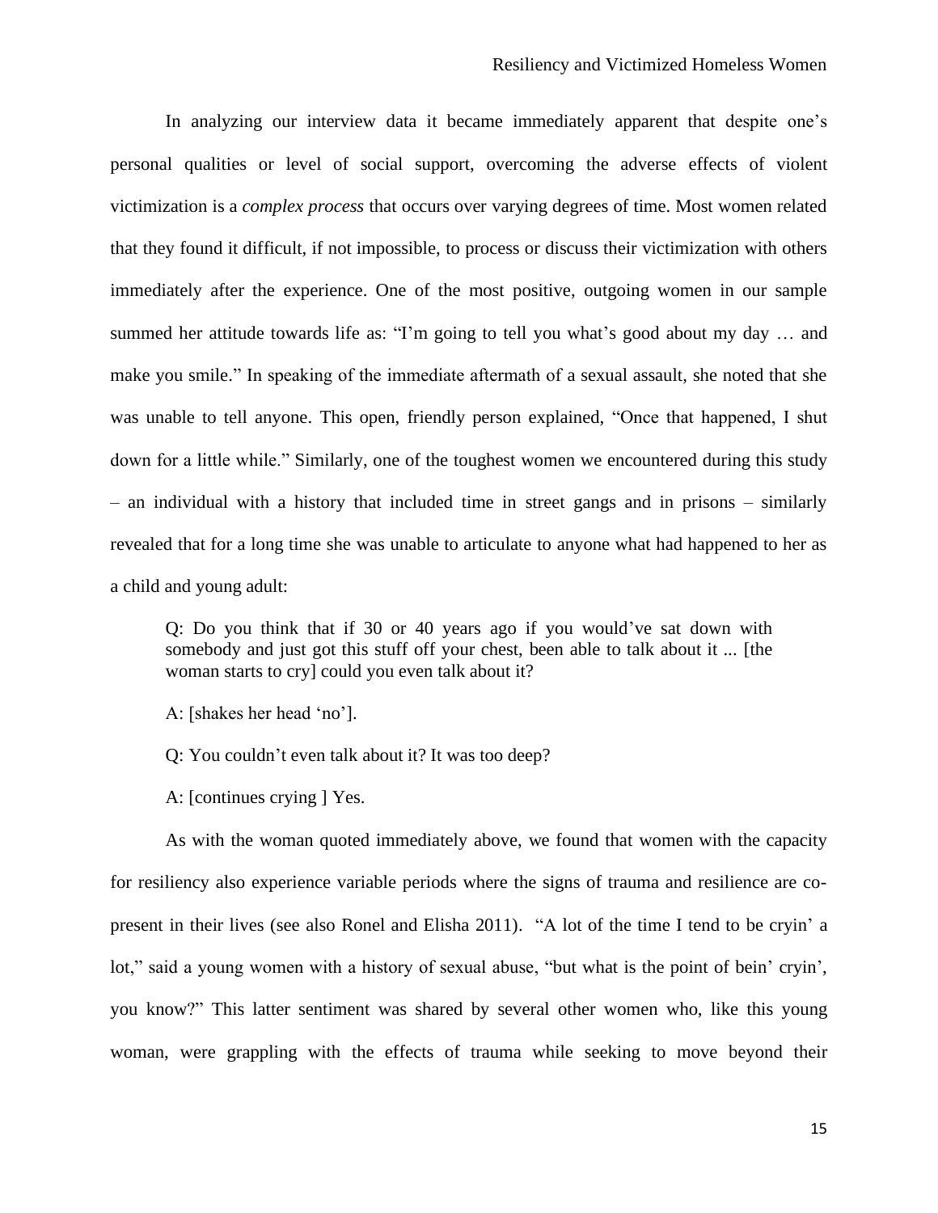In analyzing our interview data it became immediately apparent that despite one's personal qualities or level of social support, overcoming the adverse effects of violent victimization is a *complex process* that occurs over varying degrees of time. Most women related that they found it difficult, if not impossible, to process or discuss their victimization with others immediately after the experience. One of the most positive, outgoing women in our sample summed her attitude towards life as: "I'm going to tell you what's good about my day … and make you smile." In speaking of the immediate aftermath of a sexual assault, she noted that she was unable to tell anyone. This open, friendly person explained, "Once that happened, I shut down for a little while." Similarly, one of the toughest women we encountered during this study – an individual with a history that included time in street gangs and in prisons – similarly revealed that for a long time she was unable to articulate to anyone what had happened to her as a child and young adult:

> Q: Do you think that if 30 or 40 years ago if you would've sat down with somebody and just got this stuff off your chest, been able to talk about it ... [the woman starts to cry] could you even talk about it?
>
> A: [shakes her head 'no'].
>
> Q: You couldn't even talk about it? It was too deep?
>
> A: [continues crying ] Yes.

As with the woman quoted immediately above, we found that women with the capacity for resiliency also experience variable periods where the signs of trauma and resilience are co-present in their lives (see also Ronel and Elisha 2011). "A lot of the time I tend to be cryin' a lot," said a young women with a history of sexual abuse, "but what is the point of bein' cryin', you know?" This latter sentiment was shared by several other women who, like this young woman, were grappling with the effects of trauma while seeking to move beyond their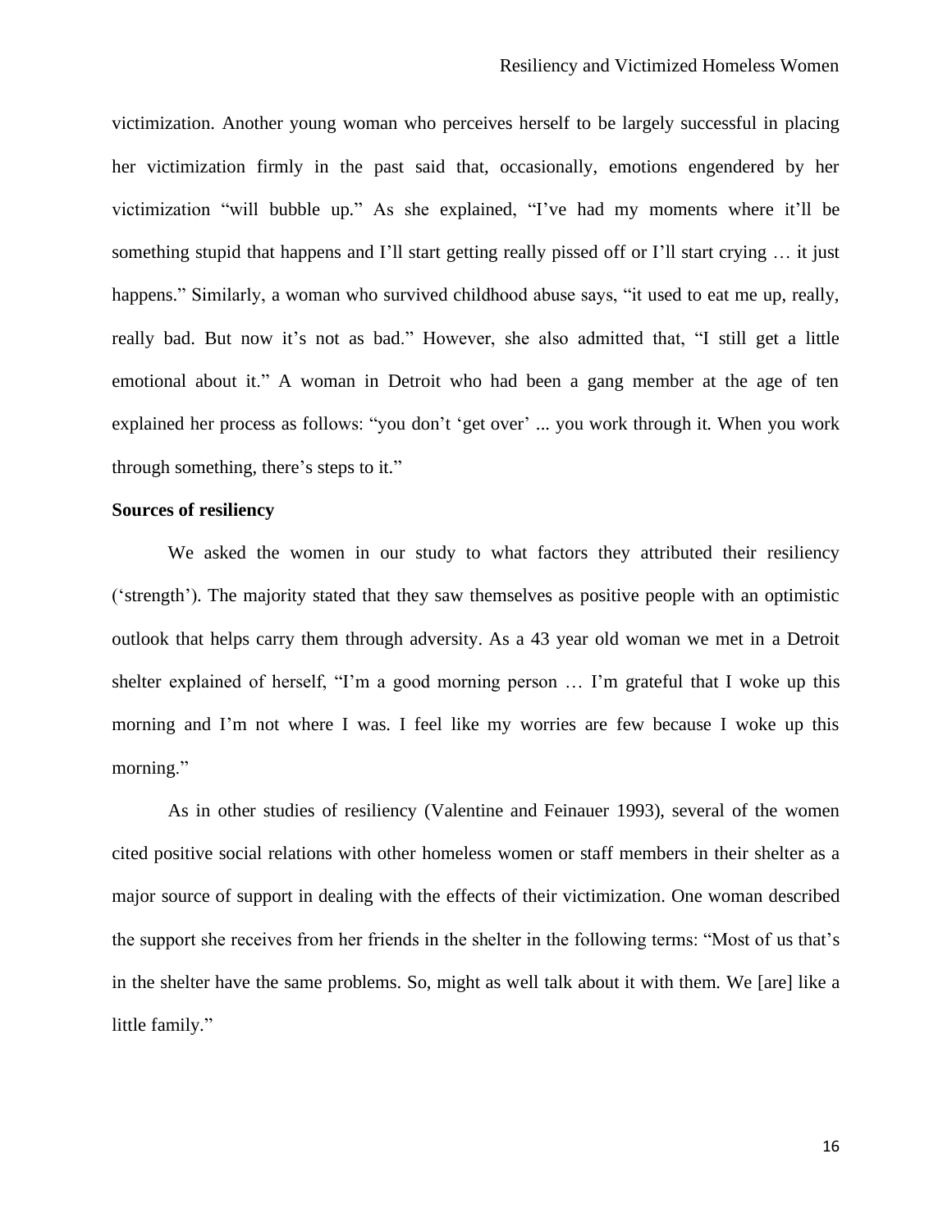victimization. Another young woman who perceives herself to be largely successful in placing her victimization firmly in the past said that, occasionally, emotions engendered by her victimization "will bubble up." As she explained, "I've had my moments where it'll be something stupid that happens and I'll start getting really pissed off or I'll start crying … it just happens." Similarly, a woman who survived childhood abuse says, "it used to eat me up, really, really bad. But now it's not as bad." However, she also admitted that, "I still get a little emotional about it." A woman in Detroit who had been a gang member at the age of ten explained her process as follows: "you don't 'get over' ... you work through it. When you work through something, there's steps to it."

**Sources of resiliency**

We asked the women in our study to what factors they attributed their resiliency ('strength'). The majority stated that they saw themselves as positive people with an optimistic outlook that helps carry them through adversity. As a 43 year old woman we met in a Detroit shelter explained of herself, "I'm a good morning person … I'm grateful that I woke up this morning and I'm not where I was. I feel like my worries are few because I woke up this morning."

As in other studies of resiliency (Valentine and Feinauer 1993), several of the women cited positive social relations with other homeless women or staff members in their shelter as a major source of support in dealing with the effects of their victimization. One woman described the support she receives from her friends in the shelter in the following terms: "Most of us that's in the shelter have the same problems. So, might as well talk about it with them. We [are] like a little family."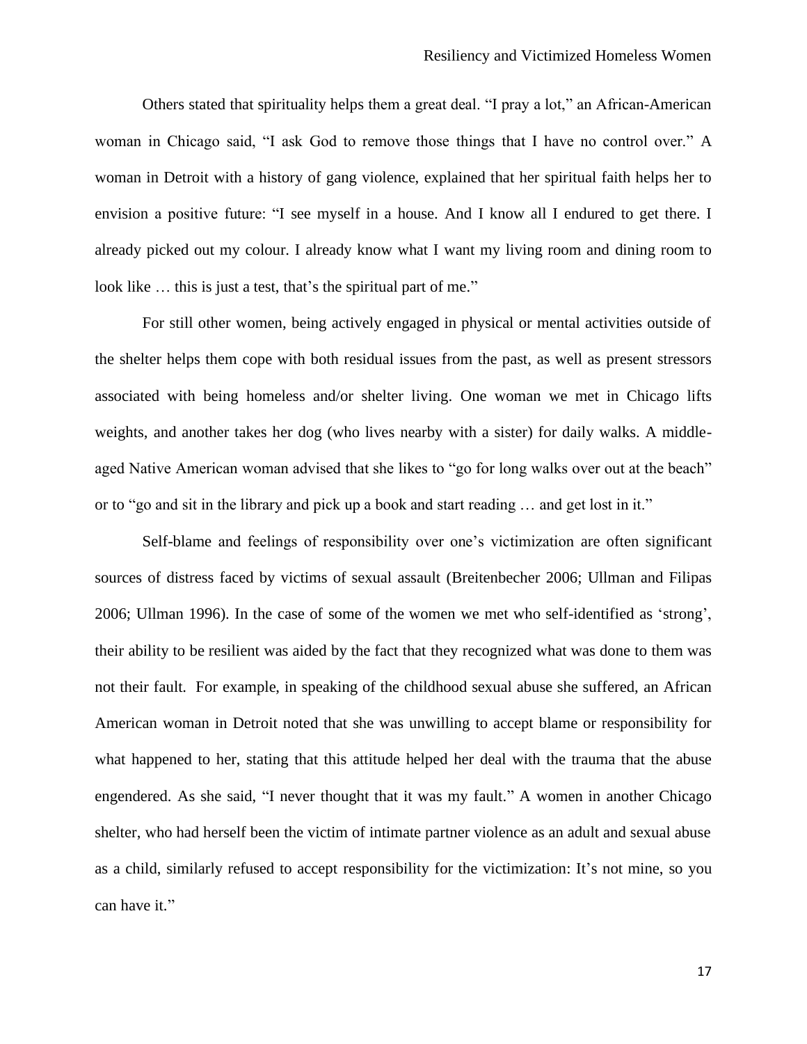Others stated that spirituality helps them a great deal. "I pray a lot," an African-American woman in Chicago said, "I ask God to remove those things that I have no control over." A woman in Detroit with a history of gang violence, explained that her spiritual faith helps her to envision a positive future: "I see myself in a house. And I know all I endured to get there. I already picked out my colour. I already know what I want my living room and dining room to look like … this is just a test, that's the spiritual part of me."

For still other women, being actively engaged in physical or mental activities outside of the shelter helps them cope with both residual issues from the past, as well as present stressors associated with being homeless and/or shelter living. One woman we met in Chicago lifts weights, and another takes her dog (who lives nearby with a sister) for daily walks. A middle-aged Native American woman advised that she likes to "go for long walks over out at the beach" or to "go and sit in the library and pick up a book and start reading … and get lost in it."

Self-blame and feelings of responsibility over one's victimization are often significant sources of distress faced by victims of sexual assault (Breitenbecher 2006; Ullman and Filipas 2006; Ullman 1996). In the case of some of the women we met who self-identified as 'strong', their ability to be resilient was aided by the fact that they recognized what was done to them was not their fault. For example, in speaking of the childhood sexual abuse she suffered, an African American woman in Detroit noted that she was unwilling to accept blame or responsibility for what happened to her, stating that this attitude helped her deal with the trauma that the abuse engendered. As she said, "I never thought that it was my fault." A women in another Chicago shelter, who had herself been the victim of intimate partner violence as an adult and sexual abuse as a child, similarly refused to accept responsibility for the victimization: It's not mine, so you can have it."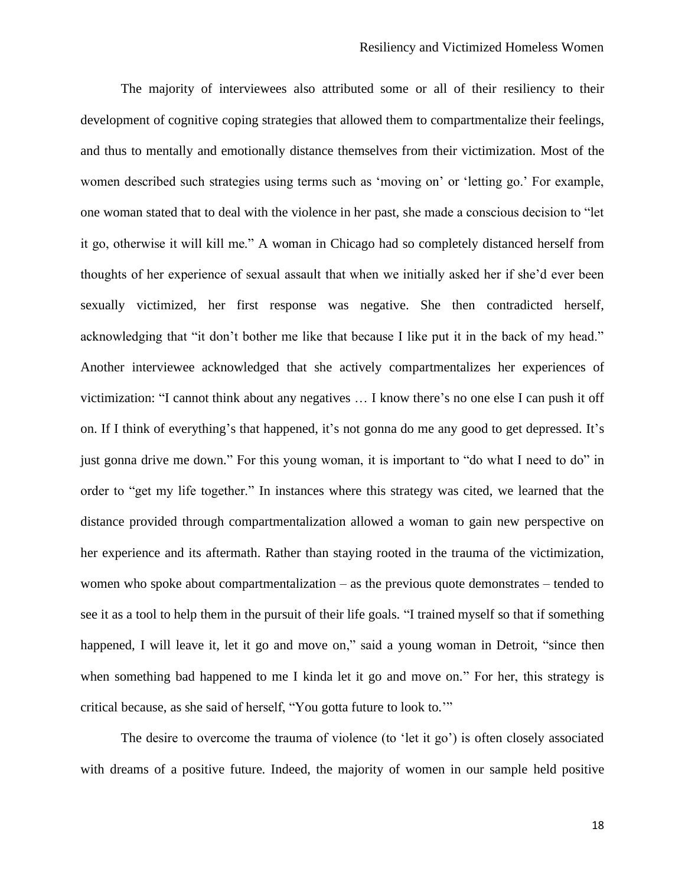The majority of interviewees also attributed some or all of their resiliency to their development of cognitive coping strategies that allowed them to compartmentalize their feelings, and thus to mentally and emotionally distance themselves from their victimization. Most of the women described such strategies using terms such as 'moving on' or 'letting go.' For example, one woman stated that to deal with the violence in her past, she made a conscious decision to "let it go, otherwise it will kill me." A woman in Chicago had so completely distanced herself from thoughts of her experience of sexual assault that when we initially asked her if she'd ever been sexually victimized, her first response was negative. She then contradicted herself, acknowledging that "it don't bother me like that because I like put it in the back of my head." Another interviewee acknowledged that she actively compartmentalizes her experiences of victimization: "I cannot think about any negatives … I know there's no one else I can push it off on. If I think of everything's that happened, it's not gonna do me any good to get depressed. It's just gonna drive me down." For this young woman, it is important to "do what I need to do" in order to "get my life together." In instances where this strategy was cited, we learned that the distance provided through compartmentalization allowed a woman to gain new perspective on her experience and its aftermath. Rather than staying rooted in the trauma of the victimization, women who spoke about compartmentalization – as the previous quote demonstrates – tended to see it as a tool to help them in the pursuit of their life goals. "I trained myself so that if something happened, I will leave it, let it go and move on," said a young woman in Detroit, "since then when something bad happened to me I kinda let it go and move on." For her, this strategy is critical because, as she said of herself, "You gotta future to look to.'"

The desire to overcome the trauma of violence (to 'let it go') is often closely associated with dreams of a positive future. Indeed, the majority of women in our sample held positive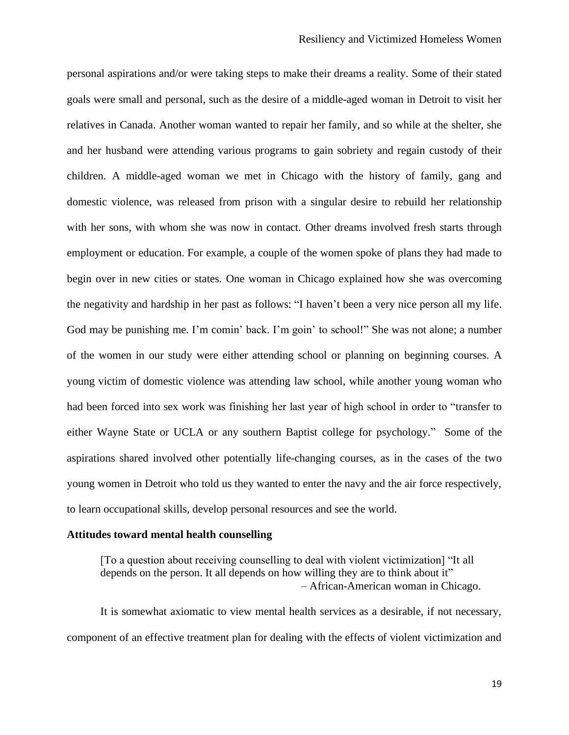personal aspirations and/or were taking steps to make their dreams a reality. Some of their stated goals were small and personal, such as the desire of a middle-aged woman in Detroit to visit her relatives in Canada. Another woman wanted to repair her family, and so while at the shelter, she and her husband were attending various programs to gain sobriety and regain custody of their children. A middle-aged woman we met in Chicago with the history of family, gang and domestic violence, was released from prison with a singular desire to rebuild her relationship with her sons, with whom she was now in contact. Other dreams involved fresh starts through employment or education. For example, a couple of the women spoke of plans they had made to begin over in new cities or states. One woman in Chicago explained how she was overcoming the negativity and hardship in her past as follows: "I haven't been a very nice person all my life. God may be punishing me. I'm comin' back. I'm goin' to school!" She was not alone; a number of the women in our study were either attending school or planning on beginning courses. A young victim of domestic violence was attending law school, while another young woman who had been forced into sex work was finishing her last year of high school in order to "transfer to either Wayne State or UCLA or any southern Baptist college for psychology." Some of the aspirations shared involved other potentially life-changing courses, as in the cases of the two young women in Detroit who told us they wanted to enter the navy and the air force respectively, to learn occupational skills, develop personal resources and see the world.

**Attitudes toward mental health counselling**

> [To a question about receiving counselling to deal with violent victimization] "It all depends on the person. It all depends on how willing they are to think about it"
>
> – African-American woman in Chicago.

It is somewhat axiomatic to view mental health services as a desirable, if not necessary, component of an effective treatment plan for dealing with the effects of violent victimization and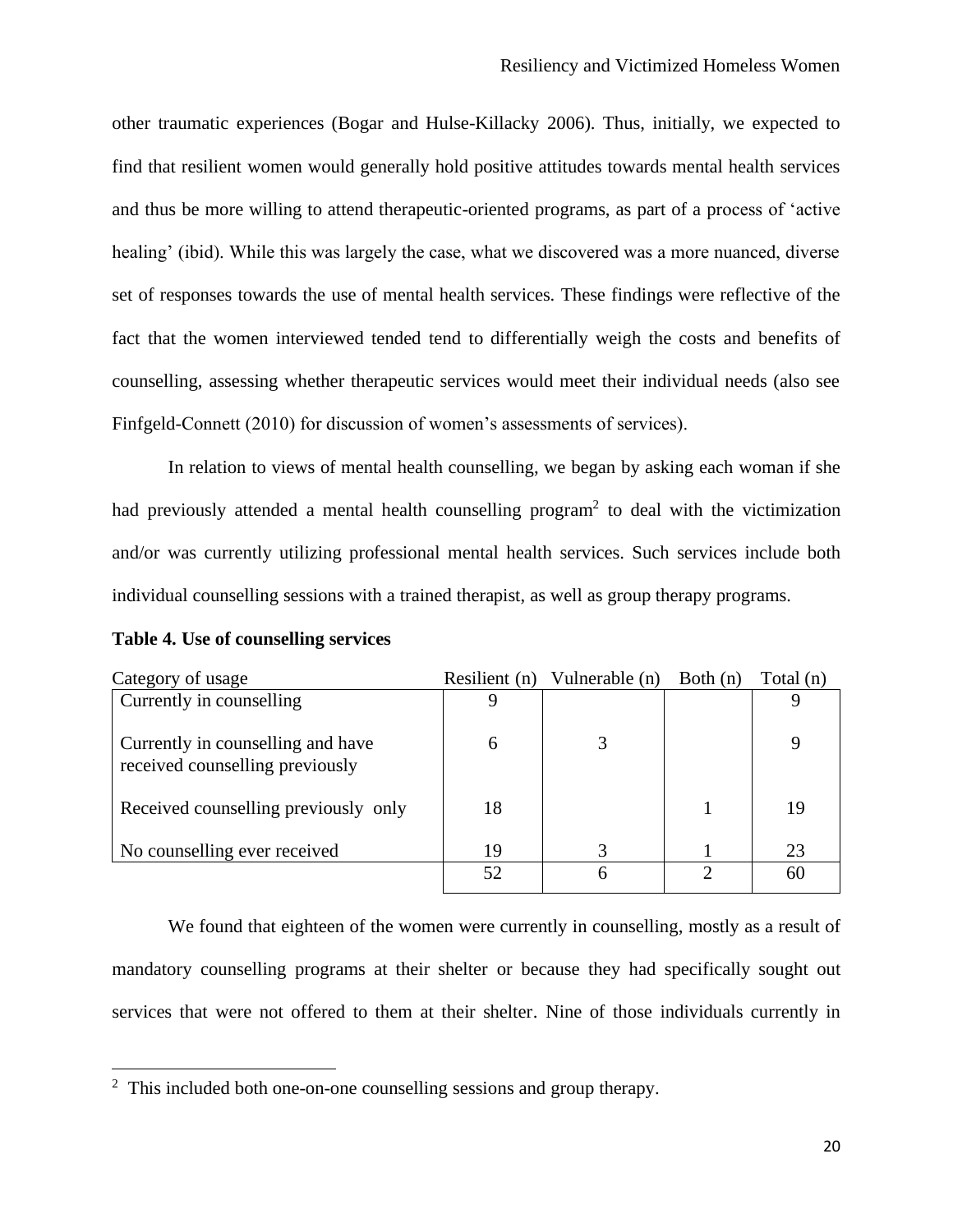other traumatic experiences (Bogar and Hulse-Killacky 2006). Thus, initially, we expected to find that resilient women would generally hold positive attitudes towards mental health services and thus be more willing to attend therapeutic-oriented programs, as part of a process of 'active healing' (ibid). While this was largely the case, what we discovered was a more nuanced, diverse set of responses towards the use of mental health services. These findings were reflective of the fact that the women interviewed tended tend to differentially weigh the costs and benefits of counselling, assessing whether therapeutic services would meet their individual needs (also see Finfgeld-Connett (2010) for discussion of women's assessments of services).

In relation to views of mental health counselling, we began by asking each woman if she had previously attended a mental health counselling program[2] to deal with the victimization and/or was currently utilizing professional mental health services. Such services include both individual counselling sessions with a trained therapist, as well as group therapy programs.

**Table 4. Use of counselling services**

| Category of usage | Resilient (n) | Vulnerable (n) | Both (n) | Total (n) |
|---|---|---|---|---|
| Currently in counselling | 9 | | | 9 |
| Currently in counselling and have received counselling previously | 6 | 3 | | 9 |
| Received counselling previously only | 18 | | 1 | 19 |
| No counselling ever received | 19 | 3 | 1 | 23 |
| | 52 | 6 | 2 | 60 |

We found that eighteen of the women were currently in counselling, mostly as a result of mandatory counselling programs at their shelter or because they had specifically sought out services that were not offered to them at their shelter. Nine of those individuals currently in

[2] This included both one-on-one counselling sessions and group therapy.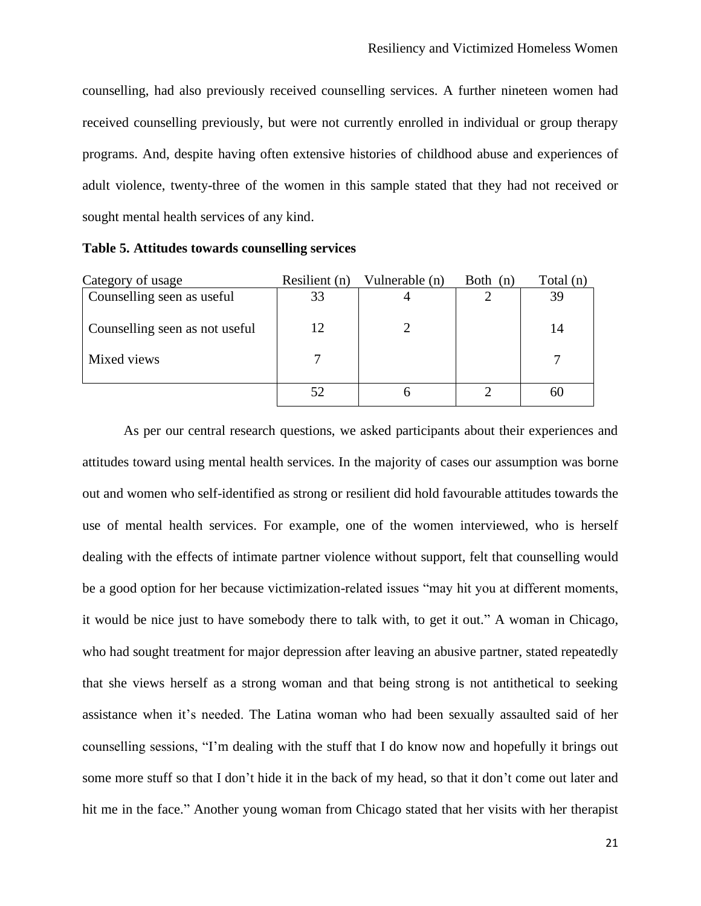counselling, had also previously received counselling services. A further nineteen women had received counselling previously, but were not currently enrolled in individual or group therapy programs. And, despite having often extensive histories of childhood abuse and experiences of adult violence, twenty-three of the women in this sample stated that they had not received or sought mental health services of any kind.

**Table 5. Attitudes towards counselling services**

| Category of usage | Resilient (n) | Vulnerable (n) | Both (n) | Total (n) |
|---|---|---|---|---|
| Counselling seen as useful | 33 | 4 | 2 | 39 |
| Counselling seen as not useful | 12 | 2 | | 14 |
| Mixed views | 7 | | | 7 |
| | 52 | 6 | 2 | 60 |

As per our central research questions, we asked participants about their experiences and attitudes toward using mental health services. In the majority of cases our assumption was borne out and women who self-identified as strong or resilient did hold favourable attitudes towards the use of mental health services. For example, one of the women interviewed, who is herself dealing with the effects of intimate partner violence without support, felt that counselling would be a good option for her because victimization-related issues "may hit you at different moments, it would be nice just to have somebody there to talk with, to get it out." A woman in Chicago, who had sought treatment for major depression after leaving an abusive partner, stated repeatedly that she views herself as a strong woman and that being strong is not antithetical to seeking assistance when it's needed. The Latina woman who had been sexually assaulted said of her counselling sessions, "I'm dealing with the stuff that I do know now and hopefully it brings out some more stuff so that I don't hide it in the back of my head, so that it don't come out later and hit me in the face." Another young woman from Chicago stated that her visits with her therapist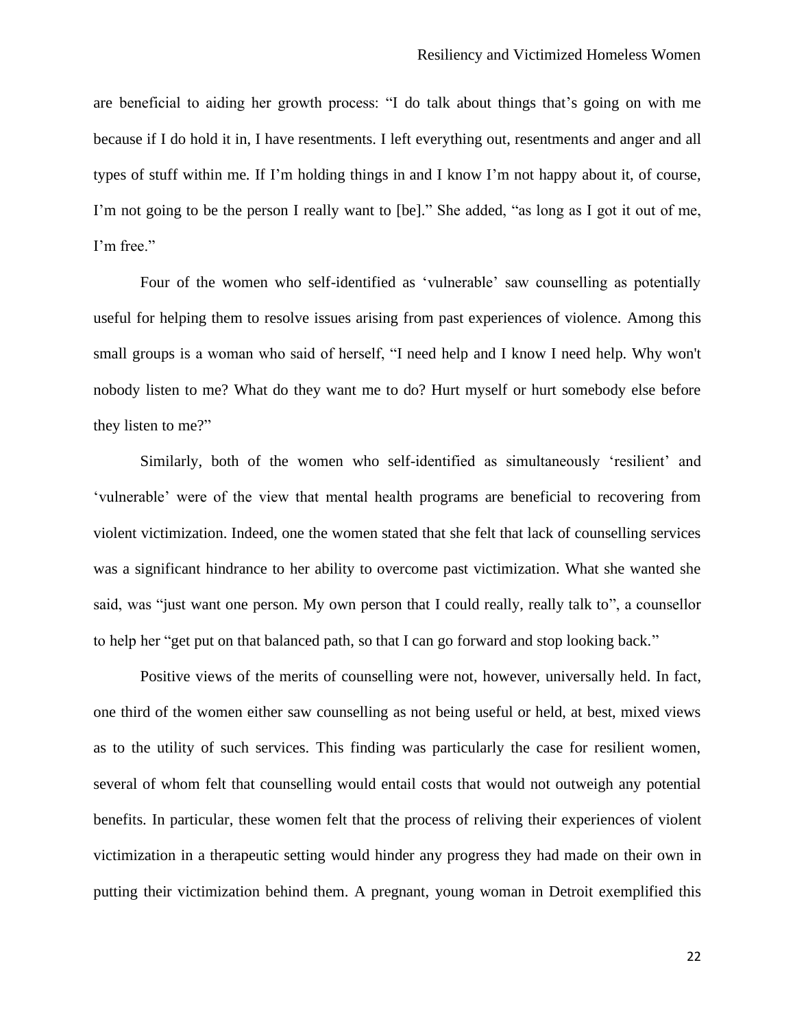are beneficial to aiding her growth process: "I do talk about things that's going on with me because if I do hold it in, I have resentments. I left everything out, resentments and anger and all types of stuff within me. If I'm holding things in and I know I'm not happy about it, of course, I'm not going to be the person I really want to [be]." She added, "as long as I got it out of me, I'm free."

Four of the women who self-identified as 'vulnerable' saw counselling as potentially useful for helping them to resolve issues arising from past experiences of violence. Among this small groups is a woman who said of herself, "I need help and I know I need help. Why won't nobody listen to me? What do they want me to do? Hurt myself or hurt somebody else before they listen to me?"

Similarly, both of the women who self-identified as simultaneously 'resilient' and 'vulnerable' were of the view that mental health programs are beneficial to recovering from violent victimization. Indeed, one the women stated that she felt that lack of counselling services was a significant hindrance to her ability to overcome past victimization. What she wanted she said, was "just want one person. My own person that I could really, really talk to", a counsellor to help her "get put on that balanced path, so that I can go forward and stop looking back."

Positive views of the merits of counselling were not, however, universally held. In fact, one third of the women either saw counselling as not being useful or held, at best, mixed views as to the utility of such services. This finding was particularly the case for resilient women, several of whom felt that counselling would entail costs that would not outweigh any potential benefits. In particular, these women felt that the process of reliving their experiences of violent victimization in a therapeutic setting would hinder any progress they had made on their own in putting their victimization behind them. A pregnant, young woman in Detroit exemplified this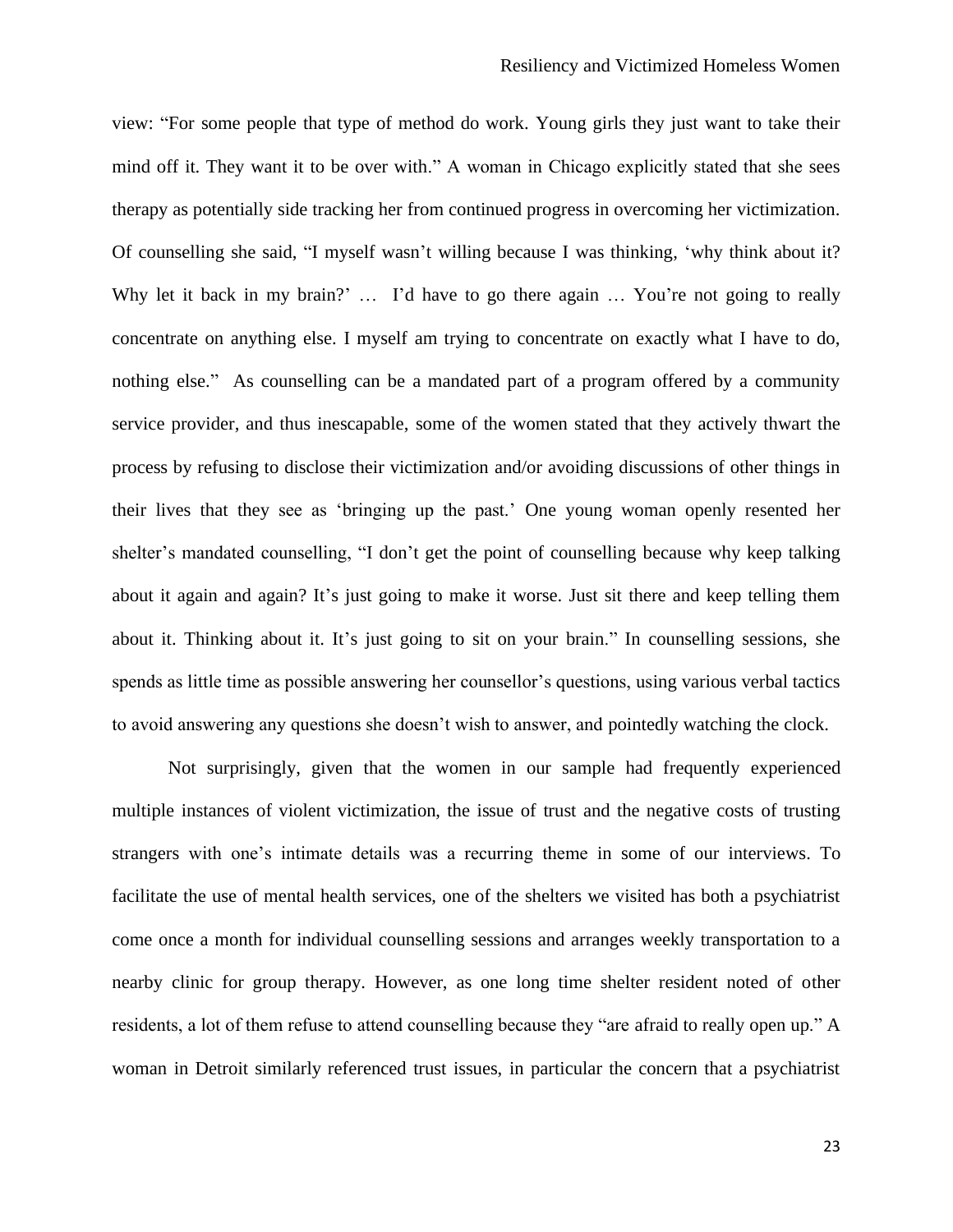view: "For some people that type of method do work. Young girls they just want to take their mind off it. They want it to be over with." A woman in Chicago explicitly stated that she sees therapy as potentially side tracking her from continued progress in overcoming her victimization. Of counselling she said, "I myself wasn't willing because I was thinking, 'why think about it? Why let it back in my brain?' … I'd have to go there again … You're not going to really concentrate on anything else. I myself am trying to concentrate on exactly what I have to do, nothing else." As counselling can be a mandated part of a program offered by a community service provider, and thus inescapable, some of the women stated that they actively thwart the process by refusing to disclose their victimization and/or avoiding discussions of other things in their lives that they see as 'bringing up the past.' One young woman openly resented her shelter's mandated counselling, "I don't get the point of counselling because why keep talking about it again and again? It's just going to make it worse. Just sit there and keep telling them about it. Thinking about it. It's just going to sit on your brain." In counselling sessions, she spends as little time as possible answering her counsellor's questions, using various verbal tactics to avoid answering any questions she doesn't wish to answer, and pointedly watching the clock.

Not surprisingly, given that the women in our sample had frequently experienced multiple instances of violent victimization, the issue of trust and the negative costs of trusting strangers with one's intimate details was a recurring theme in some of our interviews. To facilitate the use of mental health services, one of the shelters we visited has both a psychiatrist come once a month for individual counselling sessions and arranges weekly transportation to a nearby clinic for group therapy. However, as one long time shelter resident noted of other residents, a lot of them refuse to attend counselling because they "are afraid to really open up." A woman in Detroit similarly referenced trust issues, in particular the concern that a psychiatrist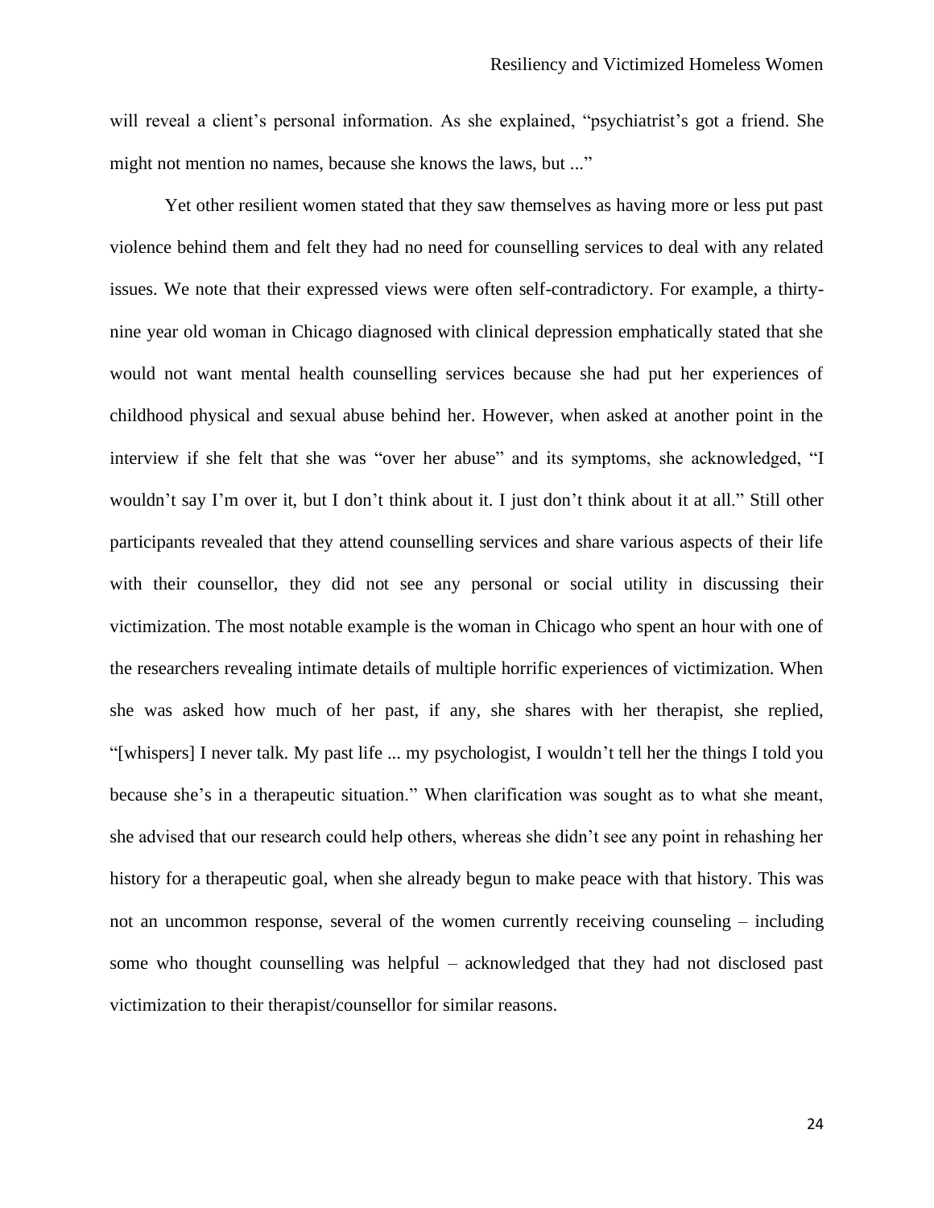will reveal a client's personal information. As she explained, "psychiatrist's got a friend. She might not mention no names, because she knows the laws, but ..."

Yet other resilient women stated that they saw themselves as having more or less put past violence behind them and felt they had no need for counselling services to deal with any related issues. We note that their expressed views were often self-contradictory. For example, a thirty-nine year old woman in Chicago diagnosed with clinical depression emphatically stated that she would not want mental health counselling services because she had put her experiences of childhood physical and sexual abuse behind her. However, when asked at another point in the interview if she felt that she was "over her abuse" and its symptoms, she acknowledged, "I wouldn't say I'm over it, but I don't think about it. I just don't think about it at all." Still other participants revealed that they attend counselling services and share various aspects of their life with their counsellor, they did not see any personal or social utility in discussing their victimization. The most notable example is the woman in Chicago who spent an hour with one of the researchers revealing intimate details of multiple horrific experiences of victimization. When she was asked how much of her past, if any, she shares with her therapist, she replied, "[whispers] I never talk. My past life ... my psychologist, I wouldn't tell her the things I told you because she's in a therapeutic situation." When clarification was sought as to what she meant, she advised that our research could help others, whereas she didn't see any point in rehashing her history for a therapeutic goal, when she already begun to make peace with that history. This was not an uncommon response, several of the women currently receiving counseling – including some who thought counselling was helpful – acknowledged that they had not disclosed past victimization to their therapist/counsellor for similar reasons.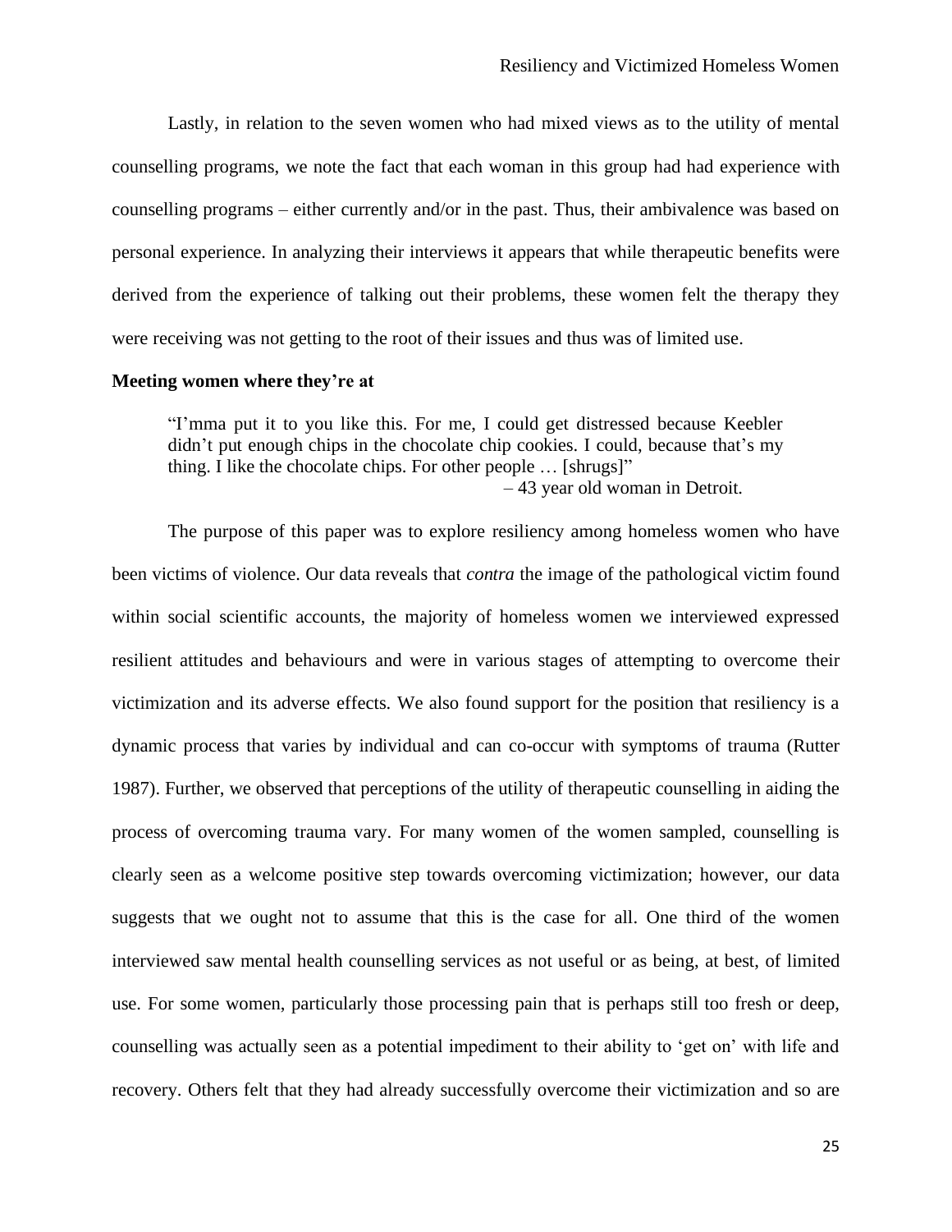Lastly, in relation to the seven women who had mixed views as to the utility of mental counselling programs, we note the fact that each woman in this group had had experience with counselling programs – either currently and/or in the past. Thus, their ambivalence was based on personal experience. In analyzing their interviews it appears that while therapeutic benefits were derived from the experience of talking out their problems, these women felt the therapy they were receiving was not getting to the root of their issues and thus was of limited use.

**Meeting women where they're at**

> "I'mma put it to you like this. For me, I could get distressed because Keebler didn't put enough chips in the chocolate chip cookies. I could, because that's my thing. I like the chocolate chips. For other people … [shrugs]"
>
> – 43 year old woman in Detroit.

The purpose of this paper was to explore resiliency among homeless women who have been victims of violence. Our data reveals that *contra* the image of the pathological victim found within social scientific accounts, the majority of homeless women we interviewed expressed resilient attitudes and behaviours and were in various stages of attempting to overcome their victimization and its adverse effects. We also found support for the position that resiliency is a dynamic process that varies by individual and can co-occur with symptoms of trauma (Rutter 1987). Further, we observed that perceptions of the utility of therapeutic counselling in aiding the process of overcoming trauma vary. For many women of the women sampled, counselling is clearly seen as a welcome positive step towards overcoming victimization; however, our data suggests that we ought not to assume that this is the case for all. One third of the women interviewed saw mental health counselling services as not useful or as being, at best, of limited use. For some women, particularly those processing pain that is perhaps still too fresh or deep, counselling was actually seen as a potential impediment to their ability to 'get on' with life and recovery. Others felt that they had already successfully overcome their victimization and so are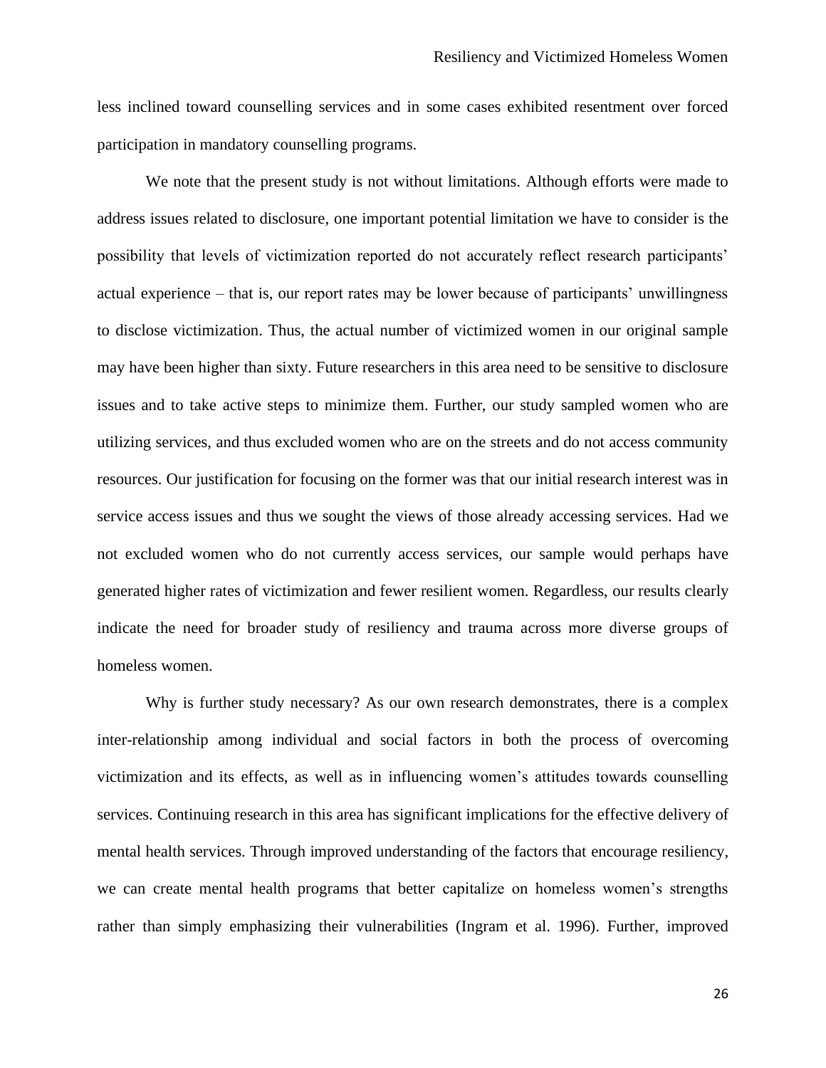less inclined toward counselling services and in some cases exhibited resentment over forced participation in mandatory counselling programs.

We note that the present study is not without limitations. Although efforts were made to address issues related to disclosure, one important potential limitation we have to consider is the possibility that levels of victimization reported do not accurately reflect research participants' actual experience – that is, our report rates may be lower because of participants' unwillingness to disclose victimization. Thus, the actual number of victimized women in our original sample may have been higher than sixty. Future researchers in this area need to be sensitive to disclosure issues and to take active steps to minimize them. Further, our study sampled women who are utilizing services, and thus excluded women who are on the streets and do not access community resources. Our justification for focusing on the former was that our initial research interest was in service access issues and thus we sought the views of those already accessing services. Had we not excluded women who do not currently access services, our sample would perhaps have generated higher rates of victimization and fewer resilient women. Regardless, our results clearly indicate the need for broader study of resiliency and trauma across more diverse groups of homeless women.

Why is further study necessary? As our own research demonstrates, there is a complex inter-relationship among individual and social factors in both the process of overcoming victimization and its effects, as well as in influencing women's attitudes towards counselling services. Continuing research in this area has significant implications for the effective delivery of mental health services. Through improved understanding of the factors that encourage resiliency, we can create mental health programs that better capitalize on homeless women's strengths rather than simply emphasizing their vulnerabilities (Ingram et al. 1996). Further, improved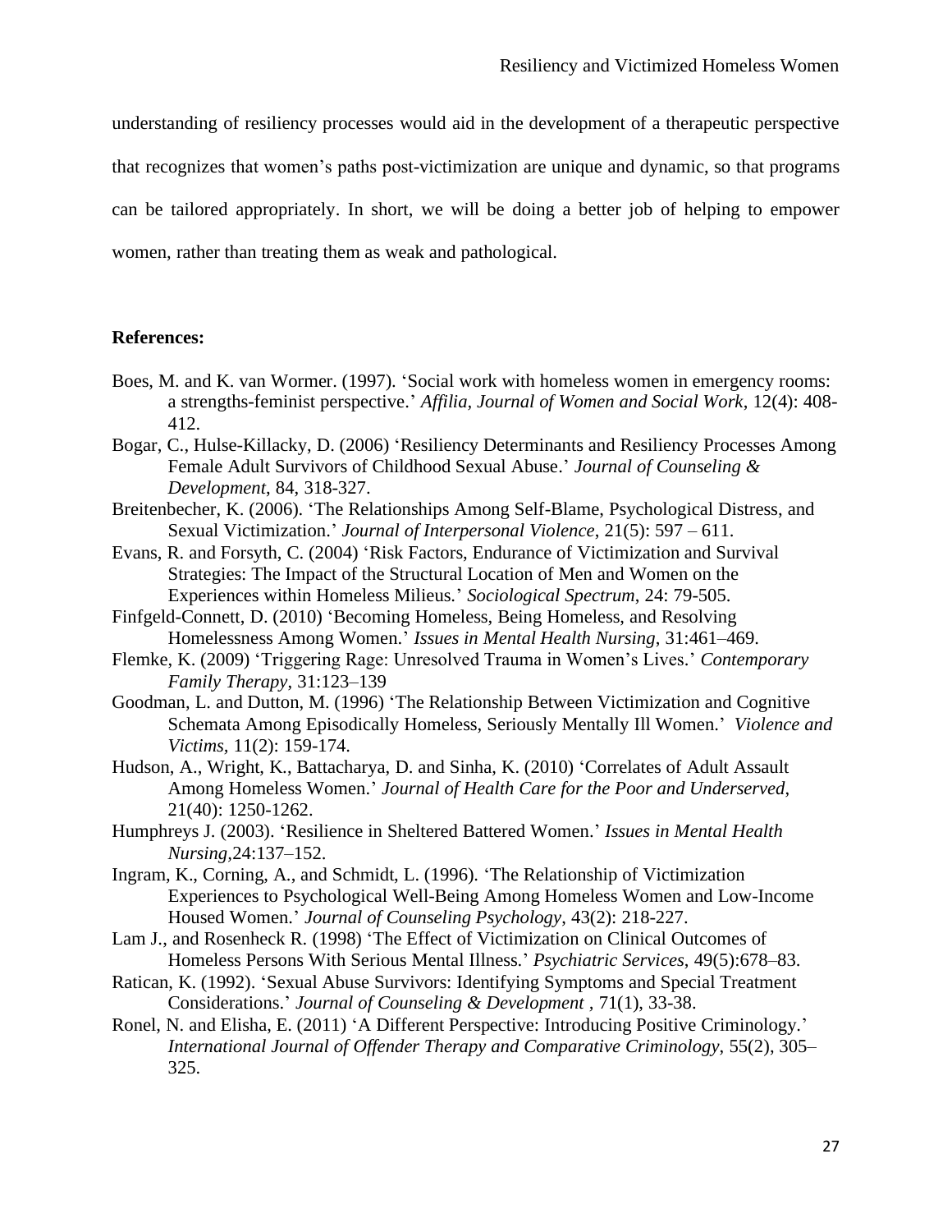understanding of resiliency processes would aid in the development of a therapeutic perspective that recognizes that women's paths post-victimization are unique and dynamic, so that programs can be tailored appropriately. In short, we will be doing a better job of helping to empower women, rather than treating them as weak and pathological.

**References:**

Boes, M. and K. van Wormer. (1997). 'Social work with homeless women in emergency rooms: a strengths-feminist perspective.' *Affilia, Journal of Women and Social Work*, 12(4): 408-412.

Bogar, C., Hulse-Killacky, D. (2006) 'Resiliency Determinants and Resiliency Processes Among Female Adult Survivors of Childhood Sexual Abuse.' *Journal of Counseling & Development*, 84, 318-327.

Breitenbecher, K. (2006). 'The Relationships Among Self-Blame, Psychological Distress, and Sexual Victimization.' *Journal of Interpersonal Violence*, 21(5): 597 – 611.

Evans, R. and Forsyth, C. (2004) 'Risk Factors, Endurance of Victimization and Survival Strategies: The Impact of the Structural Location of Men and Women on the Experiences within Homeless Milieus.' *Sociological Spectrum*, 24: 79-505.

Finfgeld-Connett, D. (2010) 'Becoming Homeless, Being Homeless, and Resolving Homelessness Among Women.' *Issues in Mental Health Nursing*, 31:461–469.

Flemke, K. (2009) 'Triggering Rage: Unresolved Trauma in Women's Lives.' *Contemporary Family Therapy*, 31:123–139

Goodman, L. and Dutton, M. (1996) 'The Relationship Between Victimization and Cognitive Schemata Among Episodically Homeless, Seriously Mentally Ill Women.' *Violence and Victims,* 11(2): 159-174.

Hudson, A., Wright, K., Battacharya, D. and Sinha, K. (2010) 'Correlates of Adult Assault Among Homeless Women.' *Journal of Health Care for the Poor and Underserved*, 21(40): 1250-1262.

Humphreys J. (2003). 'Resilience in Sheltered Battered Women.' *Issues in Mental Health Nursing*,24:137–152.

Ingram, K., Corning, A., and Schmidt, L. (1996). 'The Relationship of Victimization Experiences to Psychological Well-Being Among Homeless Women and Low-Income Housed Women.' *Journal of Counseling Psychology*, 43(2): 218-227.

Lam J., and Rosenheck R. (1998) 'The Effect of Victimization on Clinical Outcomes of Homeless Persons With Serious Mental Illness.' *Psychiatric Services*, 49(5):678–83.

Ratican, K. (1992). 'Sexual Abuse Survivors: Identifying Symptoms and Special Treatment Considerations.' *Journal of Counseling & Development ,* 71(1), 33-38.

Ronel, N. and Elisha, E. (2011) 'A Different Perspective: Introducing Positive Criminology.' *International Journal of Offender Therapy and Comparative Criminology,* 55(2), 305–325.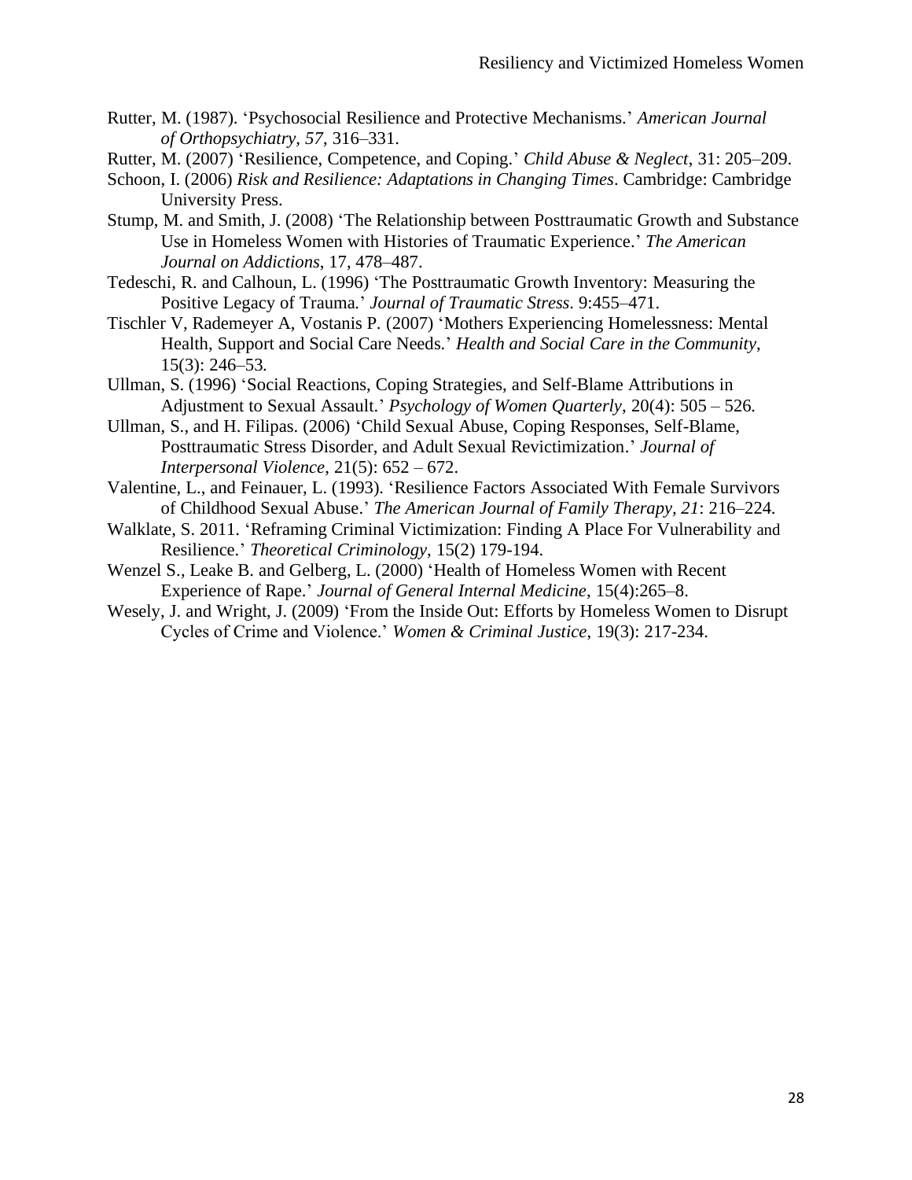Rutter, M. (1987). ‘Psychosocial Resilience and Protective Mechanisms.’ *American Journal of Orthopsychiatry, 57*, 316–331.

Rutter, M. (2007) ‘Resilience, Competence, and Coping.’ *Child Abuse & Neglect*, 31: 205–209.

Schoon, I. (2006) *Risk and Resilience: Adaptations in Changing Times*. Cambridge: Cambridge University Press.

Stump, M. and Smith, J. (2008) ‘The Relationship between Posttraumatic Growth and Substance Use in Homeless Women with Histories of Traumatic Experience.’ *The American Journal on Addictions*, 17, 478–487.

Tedeschi, R. and Calhoun, L. (1996) ‘The Posttraumatic Growth Inventory: Measuring the Positive Legacy of Trauma.’ *Journal of Traumatic Stress*. 9:455–471.

Tischler V, Rademeyer A, Vostanis P. (2007) ‘Mothers Experiencing Homelessness: Mental Health, Support and Social Care Needs.’ *Health and Social Care in the Community*, 15(3): 246–53.

Ullman, S. (1996) ‘Social Reactions, Coping Strategies, and Self-Blame Attributions in Adjustment to Sexual Assault.’ *Psychology of Women Quarterly*, 20(4): 505 – 526.

Ullman, S., and H. Filipas. (2006) ‘Child Sexual Abuse, Coping Responses, Self-Blame, Posttraumatic Stress Disorder, and Adult Sexual Revictimization.’ *Journal of Interpersonal Violence*, 21(5): 652 – 672.

Valentine, L., and Feinauer, L. (1993). ‘Resilience Factors Associated With Female Survivors of Childhood Sexual Abuse.’ *The American Journal of Family Therapy, 21*: 216–224.

Walklate, S. 2011. ‘Reframing Criminal Victimization: Finding A Place For Vulnerability and Resilience.’ *Theoretical Criminology,* 15(2) 179-194.

Wenzel S., Leake B. and Gelberg, L. (2000) ‘Health of Homeless Women with Recent Experience of Rape.’ *Journal of General Internal Medicine*, 15(4):265–8.

Wesely, J. and Wright, J. (2009) ‘From the Inside Out: Efforts by Homeless Women to Disrupt Cycles of Crime and Violence.’ *Women & Criminal Justice*, 19(3): 217-234.